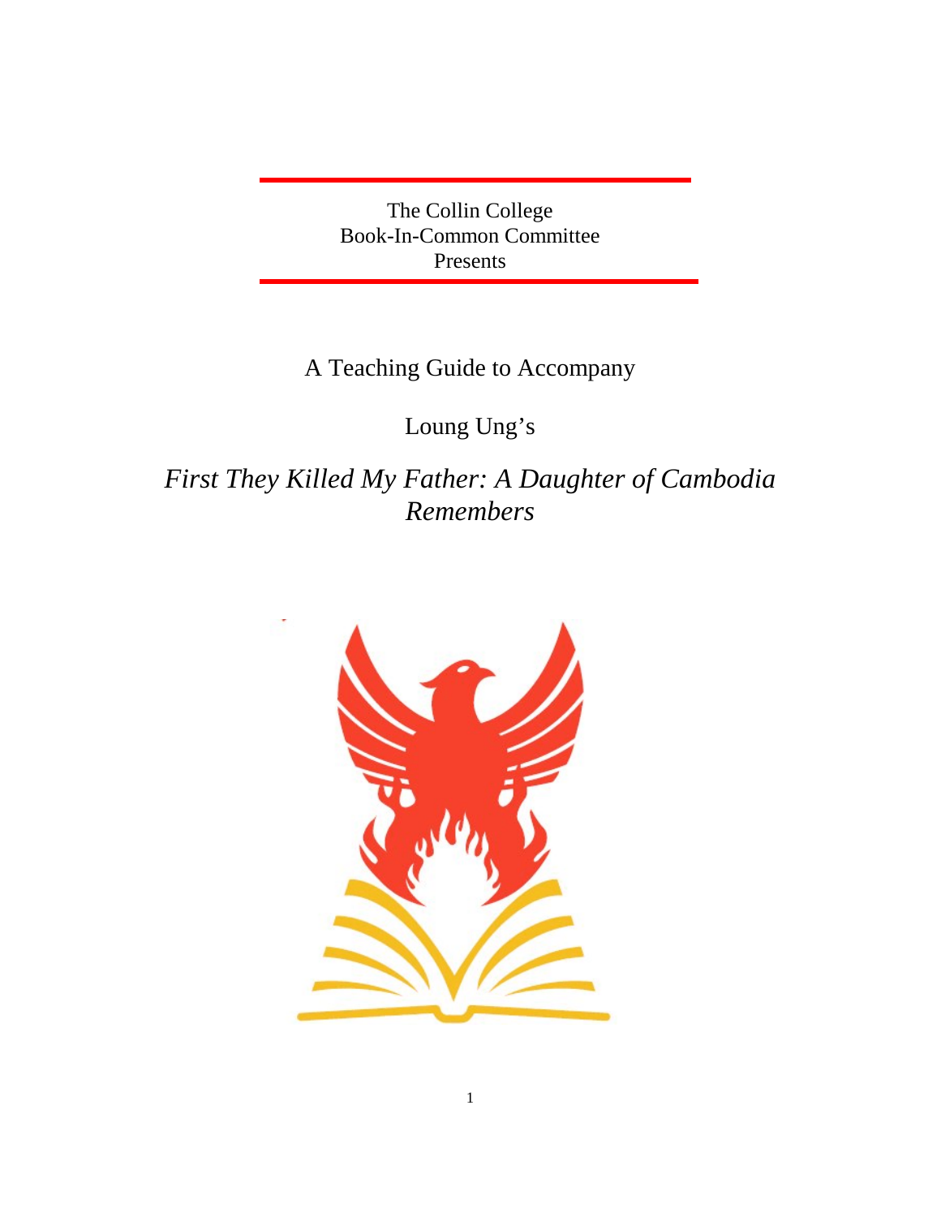The Collin College
Book-In-Common Committee
Presents

A Teaching Guide to Accompany

Loung Ung's

# *First They Killed My Father: A Daughter of Cambodia Remembers*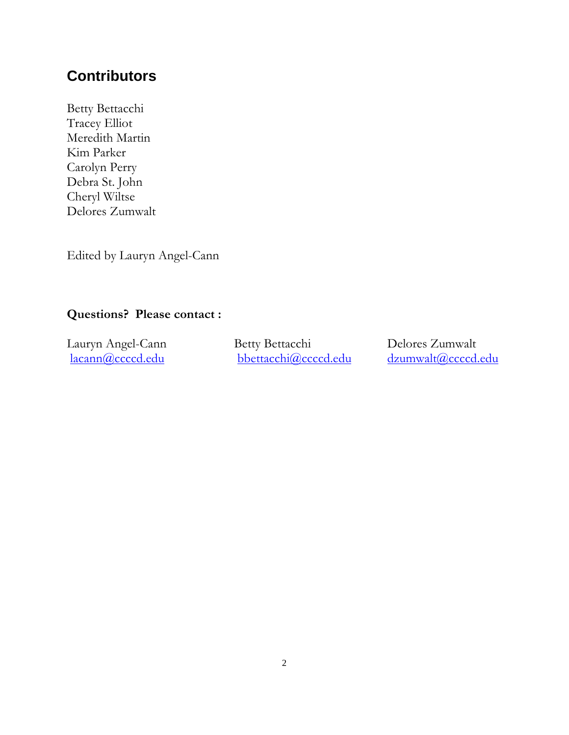## Contributors

Betty Bettacchi
Tracey Elliot
Meredith Martin
Kim Parker
Carolyn Perry
Debra St. John
Cheryl Wiltse
Delores Zumwalt

Edited by Lauryn Angel-Cann

**Questions? Please contact :**

| Lauryn Angel-Cann | Betty Bettacchi | Delores Zumwalt |
|---|---|---|
| lacann@ccccd.edu | bbettacchi@ccccd.edu | dzumwalt@ccccd.edu |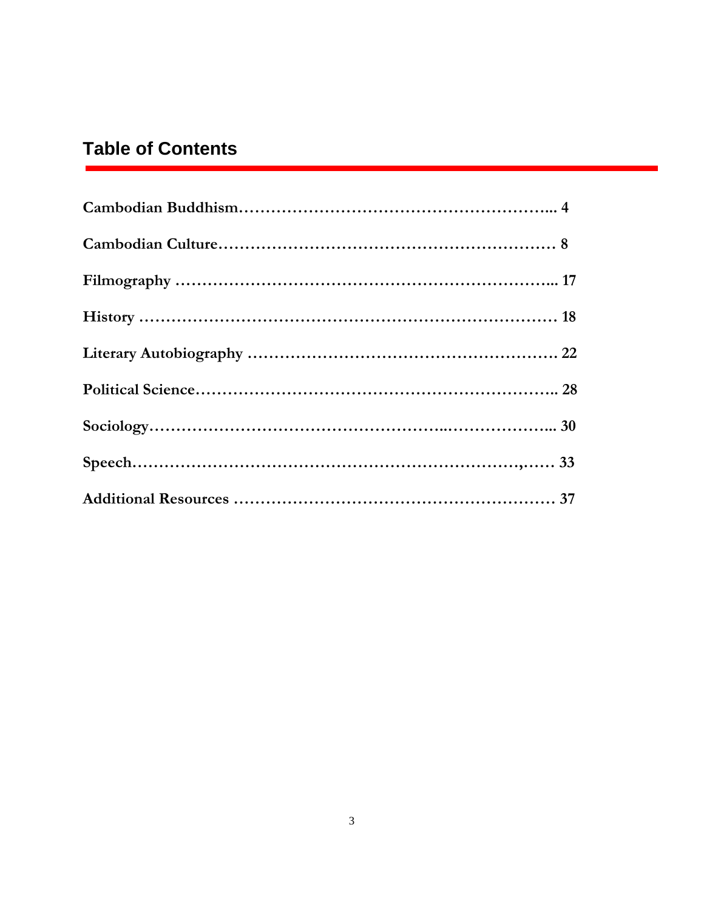## Table of Contents

**Cambodian Buddhism………………………………………………….... 4**

**Cambodian Culture…………………………………………………… 8**

**Filmography ……………………………………………………….... 17**

**History ……………………………………………………………… 18**

**Literary Autobiography …………………………………………… 22**

**Political Science…………………………………………………….. 28**

**Sociology……………………………………...……………….... 30**

**Speech…………………………………………………………,…… 33**

**Additional Resources ……………………………………………… 37**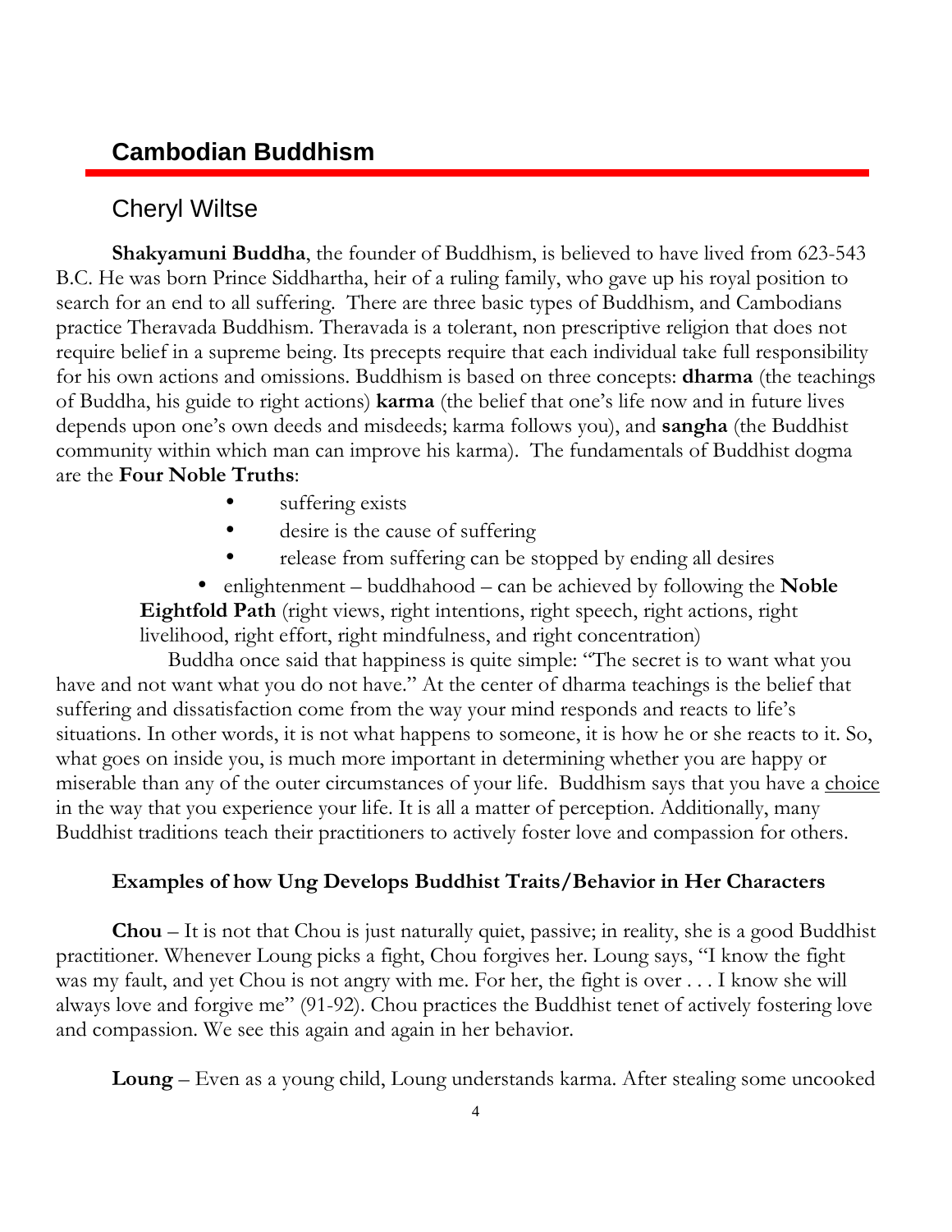## Cambodian Buddhism

### Cheryl Wiltse

**Shakyamuni Buddha**, the founder of Buddhism, is believed to have lived from 623-543 B.C. He was born Prince Siddhartha, heir of a ruling family, who gave up his royal position to search for an end to all suffering. There are three basic types of Buddhism, and Cambodians practice Theravada Buddhism. Theravada is a tolerant, non prescriptive religion that does not require belief in a supreme being. Its precepts require that each individual take full responsibility for his own actions and omissions. Buddhism is based on three concepts: **dharma** (the teachings of Buddha, his guide to right actions) **karma** (the belief that one's life now and in future lives depends upon one's own deeds and misdeeds; karma follows you), and **sangha** (the Buddhist community within which man can improve his karma). The fundamentals of Buddhist dogma are the **Four Noble Truths**:

- suffering exists
- desire is the cause of suffering
- release from suffering can be stopped by ending all desires
- enlightenment – buddhahood – can be achieved by following the **Noble Eightfold Path** (right views, right intentions, right speech, right actions, right livelihood, right effort, right mindfulness, and right concentration)

Buddha once said that happiness is quite simple: "The secret is to want what you have and not want what you do not have." At the center of dharma teachings is the belief that suffering and dissatisfaction come from the way your mind responds and reacts to life's situations. In other words, it is not what happens to someone, it is how he or she reacts to it. So, what goes on inside you, is much more important in determining whether you are happy or miserable than any of the outer circumstances of your life. Buddhism says that you have a <u>choice</u> in the way that you experience your life. It is all a matter of perception. Additionally, many Buddhist traditions teach their practitioners to actively foster love and compassion for others.

**Examples of how Ung Develops Buddhist Traits/Behavior in Her Characters**

**Chou** – It is not that Chou is just naturally quiet, passive; in reality, she is a good Buddhist practitioner. Whenever Loung picks a fight, Chou forgives her. Loung says, "I know the fight was my fault, and yet Chou is not angry with me. For her, the fight is over . . . I know she will always love and forgive me" (91-92). Chou practices the Buddhist tenet of actively fostering love and compassion. We see this again and again in her behavior.

**Loung** – Even as a young child, Loung understands karma. After stealing some uncooked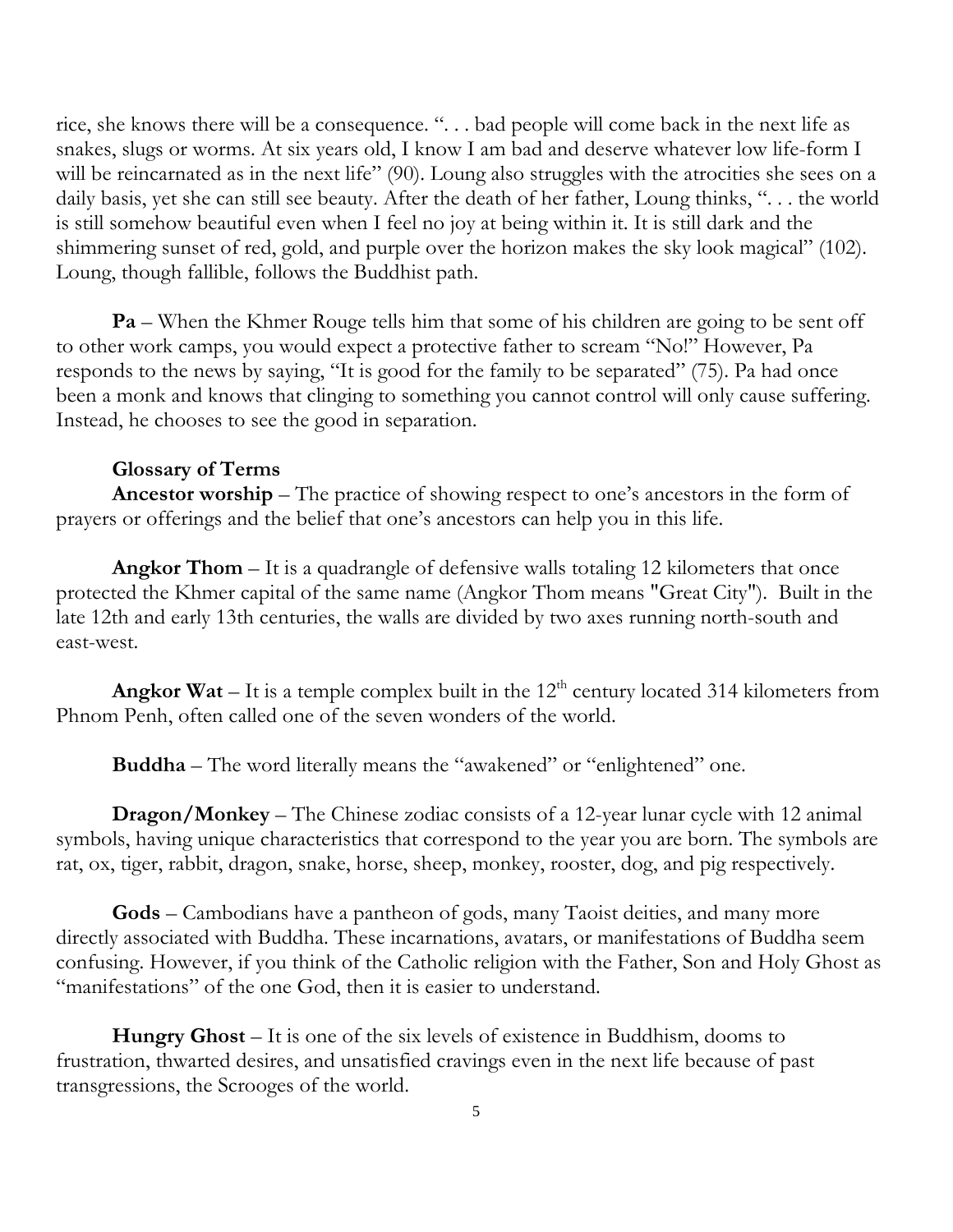rice, she knows there will be a consequence. ". . . bad people will come back in the next life as snakes, slugs or worms. At six years old, I know I am bad and deserve whatever low life-form I will be reincarnated as in the next life" (90). Loung also struggles with the atrocities she sees on a daily basis, yet she can still see beauty. After the death of her father, Loung thinks, ". . . the world is still somehow beautiful even when I feel no joy at being within it. It is still dark and the shimmering sunset of red, gold, and purple over the horizon makes the sky look magical" (102). Loung, though fallible, follows the Buddhist path.

**Pa** – When the Khmer Rouge tells him that some of his children are going to be sent off to other work camps, you would expect a protective father to scream "No!" However, Pa responds to the news by saying, "It is good for the family to be separated" (75). Pa had once been a monk and knows that clinging to something you cannot control will only cause suffering. Instead, he chooses to see the good in separation.

**Glossary of Terms**

**Ancestor worship** – The practice of showing respect to one's ancestors in the form of prayers or offerings and the belief that one's ancestors can help you in this life.

**Angkor Thom** – It is a quadrangle of defensive walls totaling 12 kilometers that once protected the Khmer capital of the same name (Angkor Thom means "Great City"). Built in the late 12th and early 13th centuries, the walls are divided by two axes running north-south and east-west.

**Angkor Wat** – It is a temple complex built in the 12th century located 314 kilometers from Phnom Penh, often called one of the seven wonders of the world.

**Buddha** – The word literally means the "awakened" or "enlightened" one.

**Dragon/Monkey** – The Chinese zodiac consists of a 12-year lunar cycle with 12 animal symbols, having unique characteristics that correspond to the year you are born. The symbols are rat, ox, tiger, rabbit, dragon, snake, horse, sheep, monkey, rooster, dog, and pig respectively.

**Gods** – Cambodians have a pantheon of gods, many Taoist deities, and many more directly associated with Buddha. These incarnations, avatars, or manifestations of Buddha seem confusing. However, if you think of the Catholic religion with the Father, Son and Holy Ghost as "manifestations" of the one God, then it is easier to understand.

**Hungry Ghost** – It is one of the six levels of existence in Buddhism, dooms to frustration, thwarted desires, and unsatisfied cravings even in the next life because of past transgressions, the Scrooges of the world.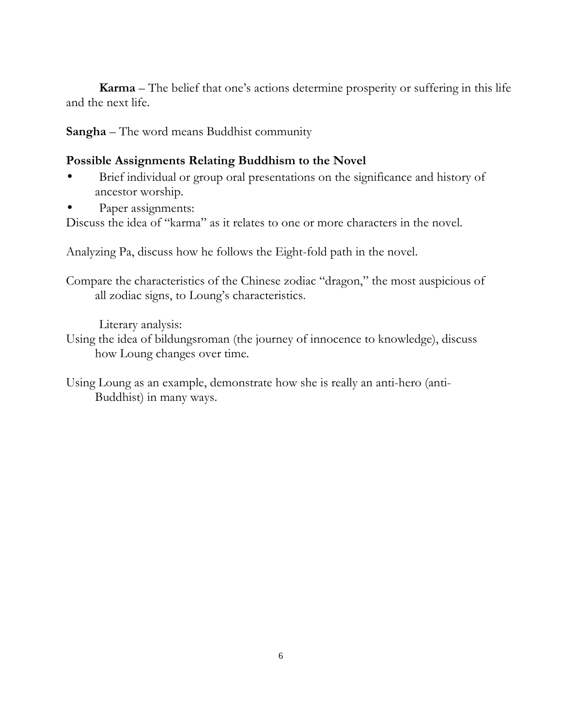**Karma** – The belief that one's actions determine prosperity or suffering in this life and the next life.

**Sangha** – The word means Buddhist community

### Possible Assignments Relating Buddhism to the Novel

- Brief individual or group oral presentations on the significance and history of ancestor worship.
- Paper assignments:

Discuss the idea of "karma" as it relates to one or more characters in the novel.

Analyzing Pa, discuss how he follows the Eight-fold path in the novel.

Compare the characteristics of the Chinese zodiac "dragon," the most auspicious of all zodiac signs, to Loung's characteristics.

Literary analysis:

Using the idea of bildungsroman (the journey of innocence to knowledge), discuss how Loung changes over time.

Using Loung as an example, demonstrate how she is really an anti-hero (anti-Buddhist) in many ways.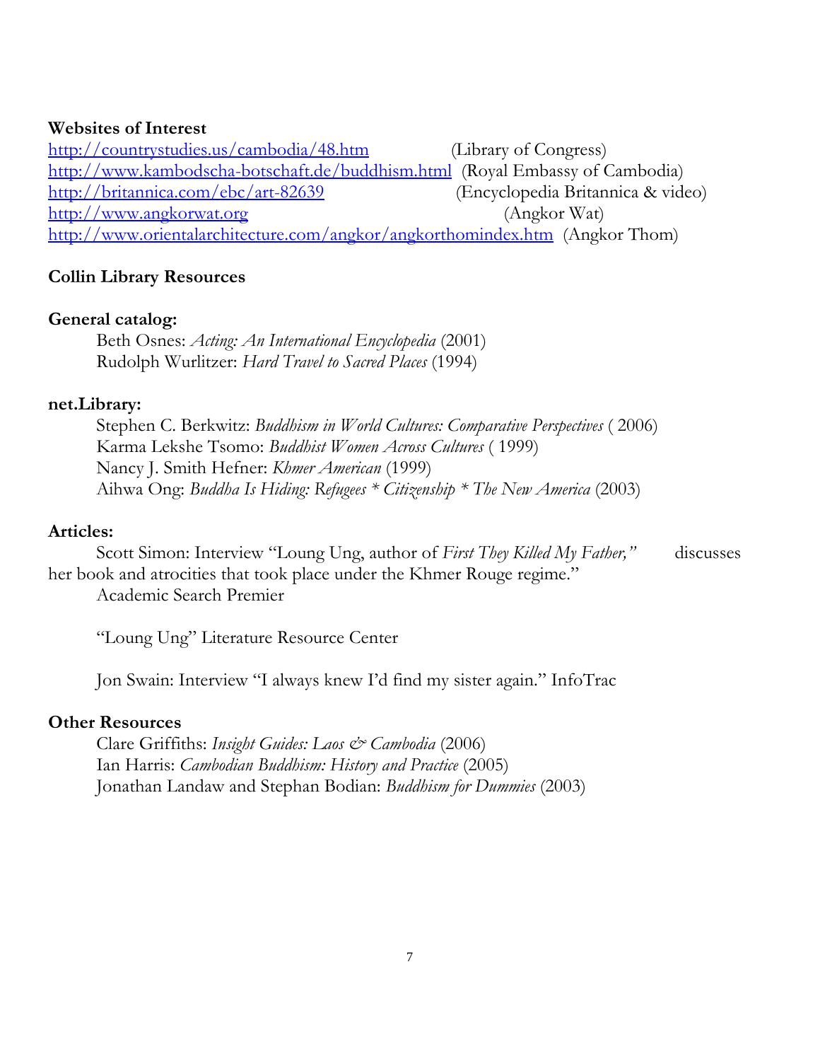**Websites of Interest**

http://countrystudies.us/cambodia/48.htm (Library of Congress)
http://www.kambodscha-botschaft.de/buddhism.html (Royal Embassy of Cambodia)
http://britannica.com/ebc/art-82639 (Encyclopedia Britannica & video)
http://www.angkorwat.org (Angkor Wat)
http://www.orientalarchitecture.com/angkor/angkorthomindex.htm (Angkor Thom)

**Collin Library Resources**

**General catalog:**

Beth Osnes: *Acting: An International Encyclopedia* (2001)
Rudolph Wurlitzer: *Hard Travel to Sacred Places* (1994)

**net.Library:**

Stephen C. Berkwitz: *Buddhism in World Cultures: Comparative Perspectives* ( 2006)
Karma Lekshe Tsomo: *Buddhist Women Across Cultures* ( 1999)
Nancy J. Smith Hefner: *Khmer American* (1999)
Aihwa Ong: *Buddha Is Hiding: Refugees * Citizenship * The New America* (2003)

**Articles:**

Scott Simon: Interview "Loung Ung, author of *First They Killed My Father,"* discusses her book and atrocities that took place under the Khmer Rouge regime."
Academic Search Premier

"Loung Ung" Literature Resource Center

Jon Swain: Interview "I always knew I'd find my sister again." InfoTrac

**Other Resources**

Clare Griffiths: *Insight Guides: Laos & Cambodia* (2006)
Ian Harris: *Cambodian Buddhism: History and Practice* (2005)
Jonathan Landaw and Stephan Bodian: *Buddhism for Dummies* (2003)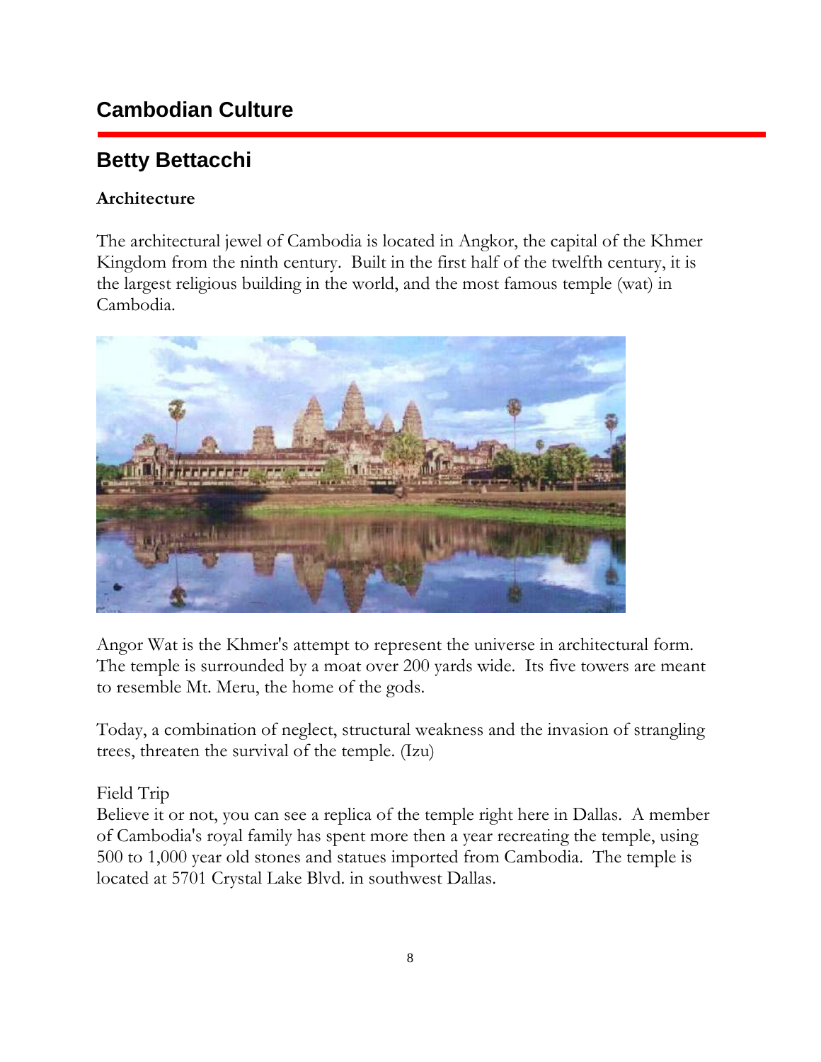## Cambodian Culture

## Betty Bettacchi

**Architecture**

The architectural jewel of Cambodia is located in Angkor, the capital of the Khmer Kingdom from the ninth century. Built in the first half of the twelfth century, it is the largest religious building in the world, and the most famous temple (wat) in Cambodia.

Angor Wat is the Khmer's attempt to represent the universe in architectural form. The temple is surrounded by a moat over 200 yards wide. Its five towers are meant to resemble Mt. Meru, the home of the gods.

Today, a combination of neglect, structural weakness and the invasion of strangling trees, threaten the survival of the temple. (Izu)

Field Trip
Believe it or not, you can see a replica of the temple right here in Dallas. A member of Cambodia's royal family has spent more then a year recreating the temple, using 500 to 1,000 year old stones and statues imported from Cambodia. The temple is located at 5701 Crystal Lake Blvd. in southwest Dallas.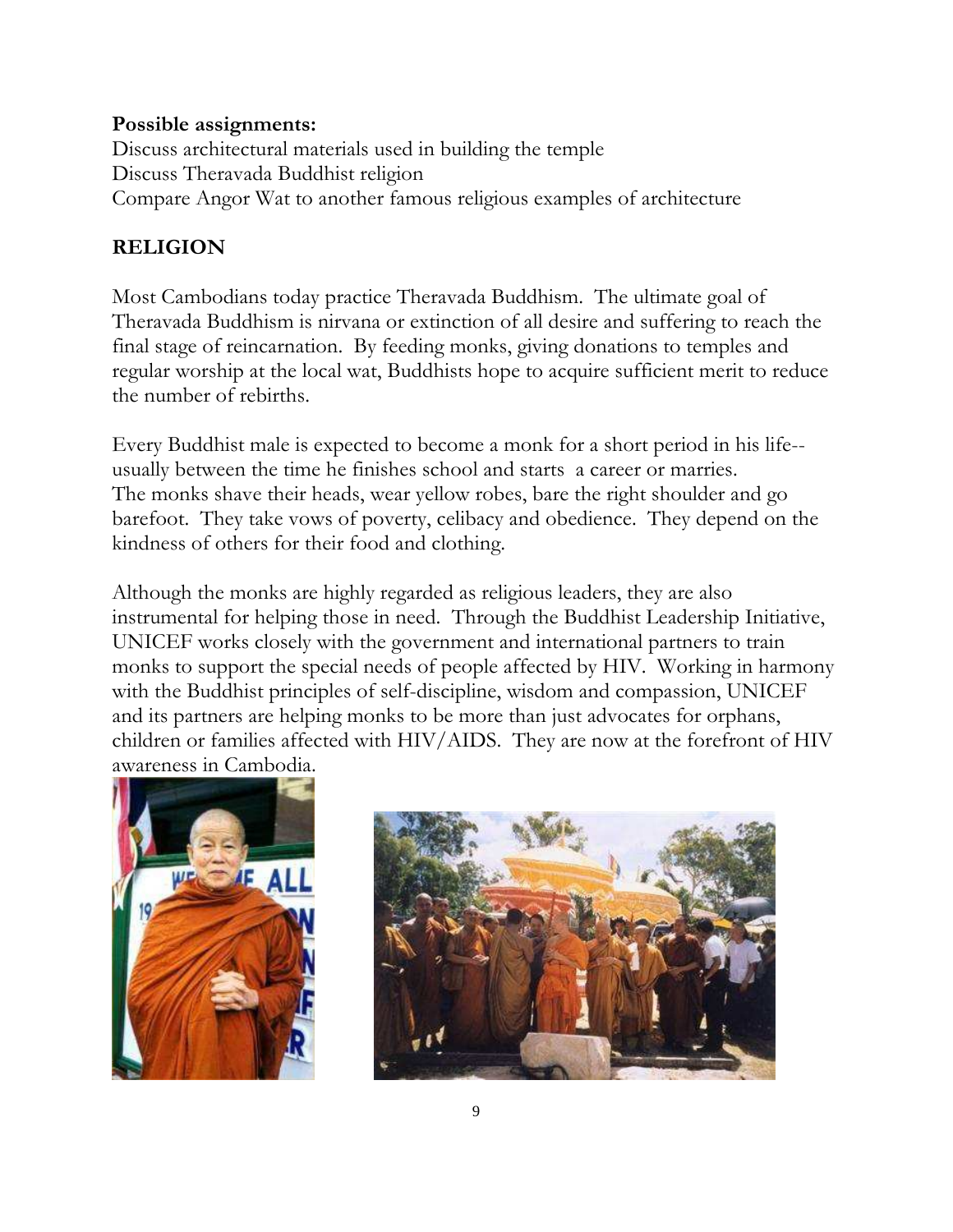**Possible assignments:**
Discuss architectural materials used in building the temple
Discuss Theravada Buddhist religion
Compare Angor Wat to another famous religious examples of architecture

## RELIGION

Most Cambodians today practice Theravada Buddhism. The ultimate goal of Theravada Buddhism is nirvana or extinction of all desire and suffering to reach the final stage of reincarnation. By feeding monks, giving donations to temples and regular worship at the local wat, Buddhists hope to acquire sufficient merit to reduce the number of rebirths.

Every Buddhist male is expected to become a monk for a short period in his life--usually between the time he finishes school and starts a career or marries. The monks shave their heads, wear yellow robes, bare the right shoulder and go barefoot. They take vows of poverty, celibacy and obedience. They depend on the kindness of others for their food and clothing.

Although the monks are highly regarded as religious leaders, they are also instrumental for helping those in need. Through the Buddhist Leadership Initiative, UNICEF works closely with the government and international partners to train monks to support the special needs of people affected by HIV. Working in harmony with the Buddhist principles of self-discipline, wisdom and compassion, UNICEF and its partners are helping monks to be more than just advocates for orphans, children or families affected with HIV/AIDS. They are now at the forefront of HIV awareness in Cambodia.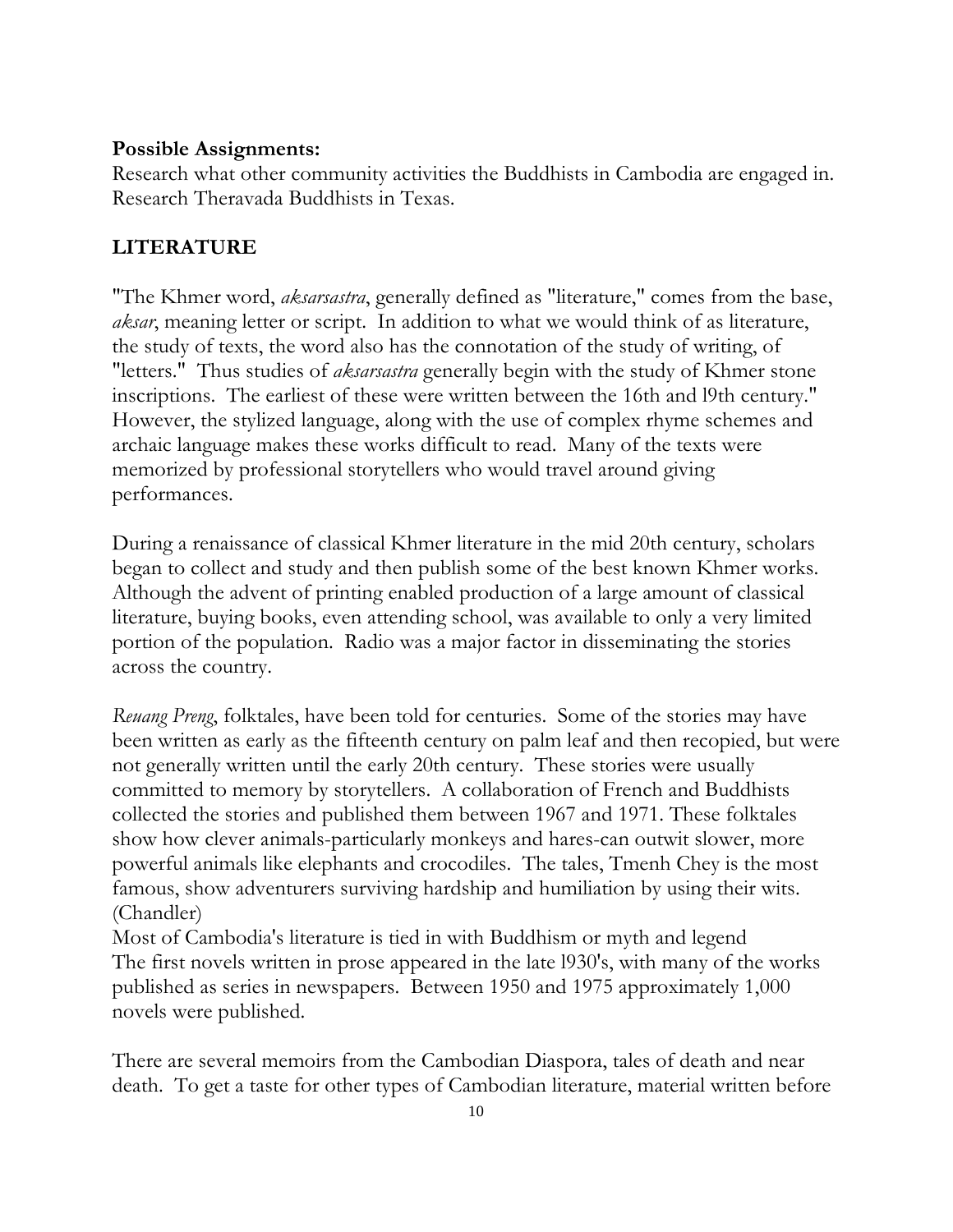**Possible Assignments:**
Research what other community activities the Buddhists in Cambodia are engaged in.
Research Theravada Buddhists in Texas.

## LITERATURE

"The Khmer word, *aksarsastra*, generally defined as "literature," comes from the base, *aksar*, meaning letter or script. In addition to what we would think of as literature, the study of texts, the word also has the connotation of the study of writing, of "letters." Thus studies of *aksarsastra* generally begin with the study of Khmer stone inscriptions. The earliest of these were written between the 16th and l9th century." However, the stylized language, along with the use of complex rhyme schemes and archaic language makes these works difficult to read. Many of the texts were memorized by professional storytellers who would travel around giving performances.

During a renaissance of classical Khmer literature in the mid 20th century, scholars began to collect and study and then publish some of the best known Khmer works. Although the advent of printing enabled production of a large amount of classical literature, buying books, even attending school, was available to only a very limited portion of the population. Radio was a major factor in disseminating the stories across the country.

*Reuang Preng*, folktales, have been told for centuries. Some of the stories may have been written as early as the fifteenth century on palm leaf and then recopied, but were not generally written until the early 20th century. These stories were usually committed to memory by storytellers. A collaboration of French and Buddhists collected the stories and published them between 1967 and 1971. These folktales show how clever animals-particularly monkeys and hares-can outwit slower, more powerful animals like elephants and crocodiles. The tales, Tmenh Chey is the most famous, show adventurers surviving hardship and humiliation by using their wits. (Chandler)
Most of Cambodia's literature is tied in with Buddhism or myth and legend
The first novels written in prose appeared in the late l930's, with many of the works published as series in newspapers. Between 1950 and 1975 approximately 1,000 novels were published.

There are several memoirs from the Cambodian Diaspora, tales of death and near death. To get a taste for other types of Cambodian literature, material written before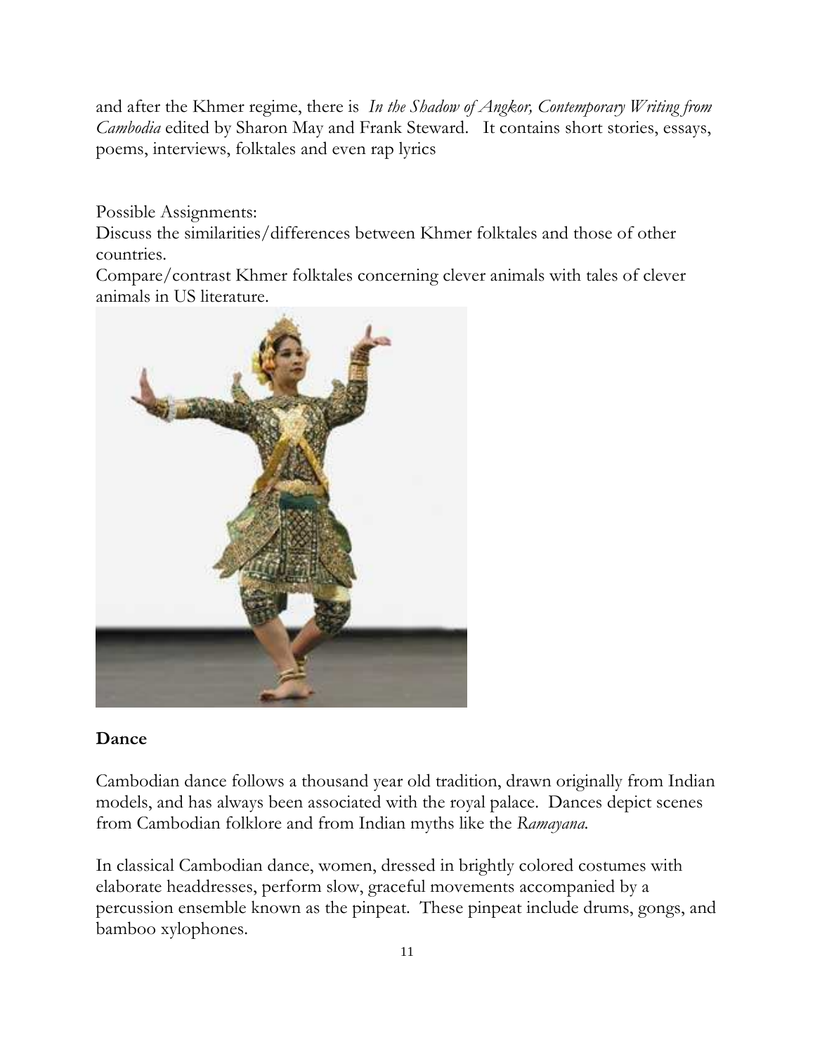and after the Khmer regime, there is *In the Shadow of Angkor, Contemporary Writing from Cambodia* edited by Sharon May and Frank Steward. It contains short stories, essays, poems, interviews, folktales and even rap lyrics

Possible Assignments:
Discuss the similarities/differences between Khmer folktales and those of other countries.
Compare/contrast Khmer folktales concerning clever animals with tales of clever animals in US literature.

## Dance

Cambodian dance follows a thousand year old tradition, drawn originally from Indian models, and has always been associated with the royal palace. Dances depict scenes from Cambodian folklore and from Indian myths like the *Ramayana.*

In classical Cambodian dance, women, dressed in brightly colored costumes with elaborate headdresses, perform slow, graceful movements accompanied by a percussion ensemble known as the pinpeat. These pinpeat include drums, gongs, and bamboo xylophones.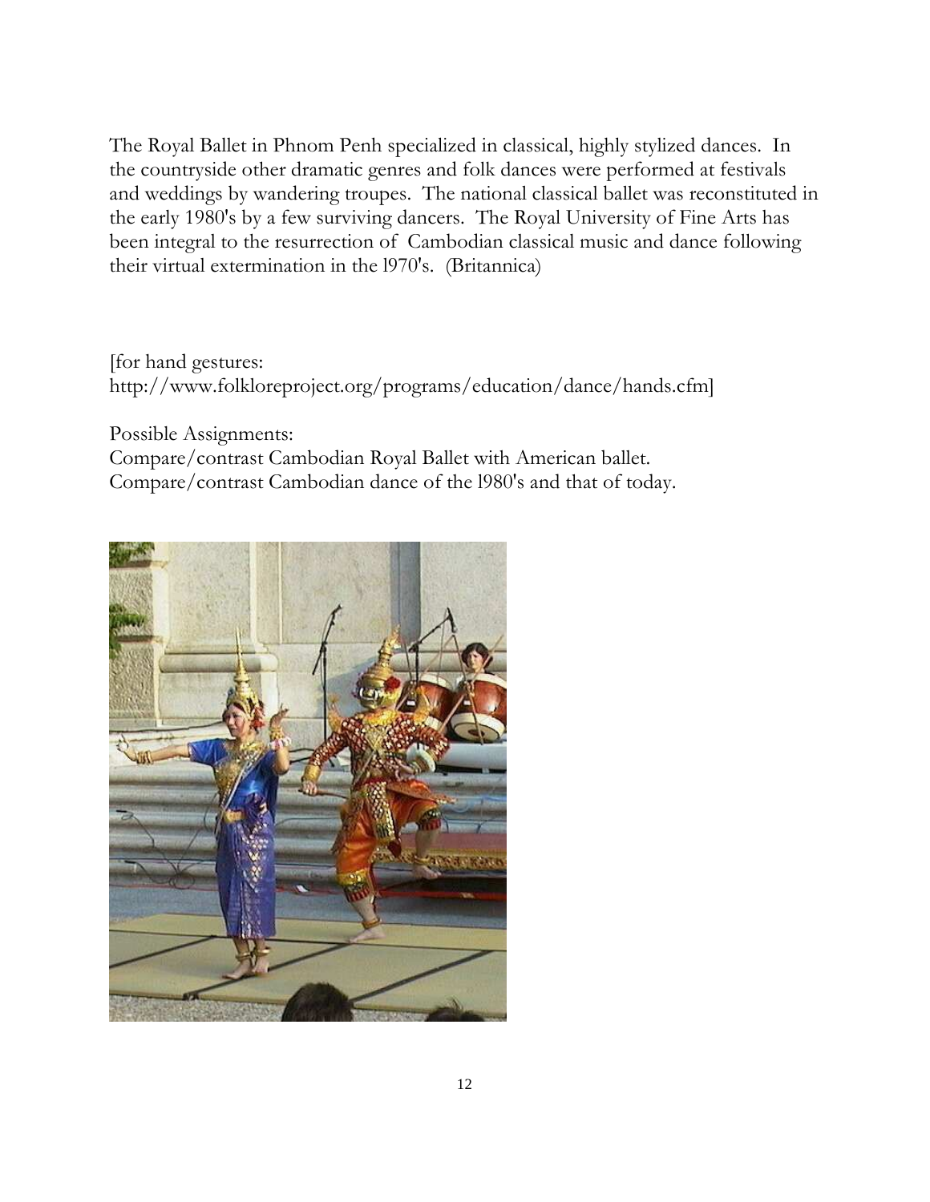The Royal Ballet in Phnom Penh specialized in classical, highly stylized dances. In the countryside other dramatic genres and folk dances were performed at festivals and weddings by wandering troupes. The national classical ballet was reconstituted in the early 1980's by a few surviving dancers. The Royal University of Fine Arts has been integral to the resurrection of Cambodian classical music and dance following their virtual extermination in the l970's. (Britannica)

[for hand gestures:
http://www.folkloreproject.org/programs/education/dance/hands.cfm]

Possible Assignments:
Compare/contrast Cambodian Royal Ballet with American ballet.
Compare/contrast Cambodian dance of the l980's and that of today.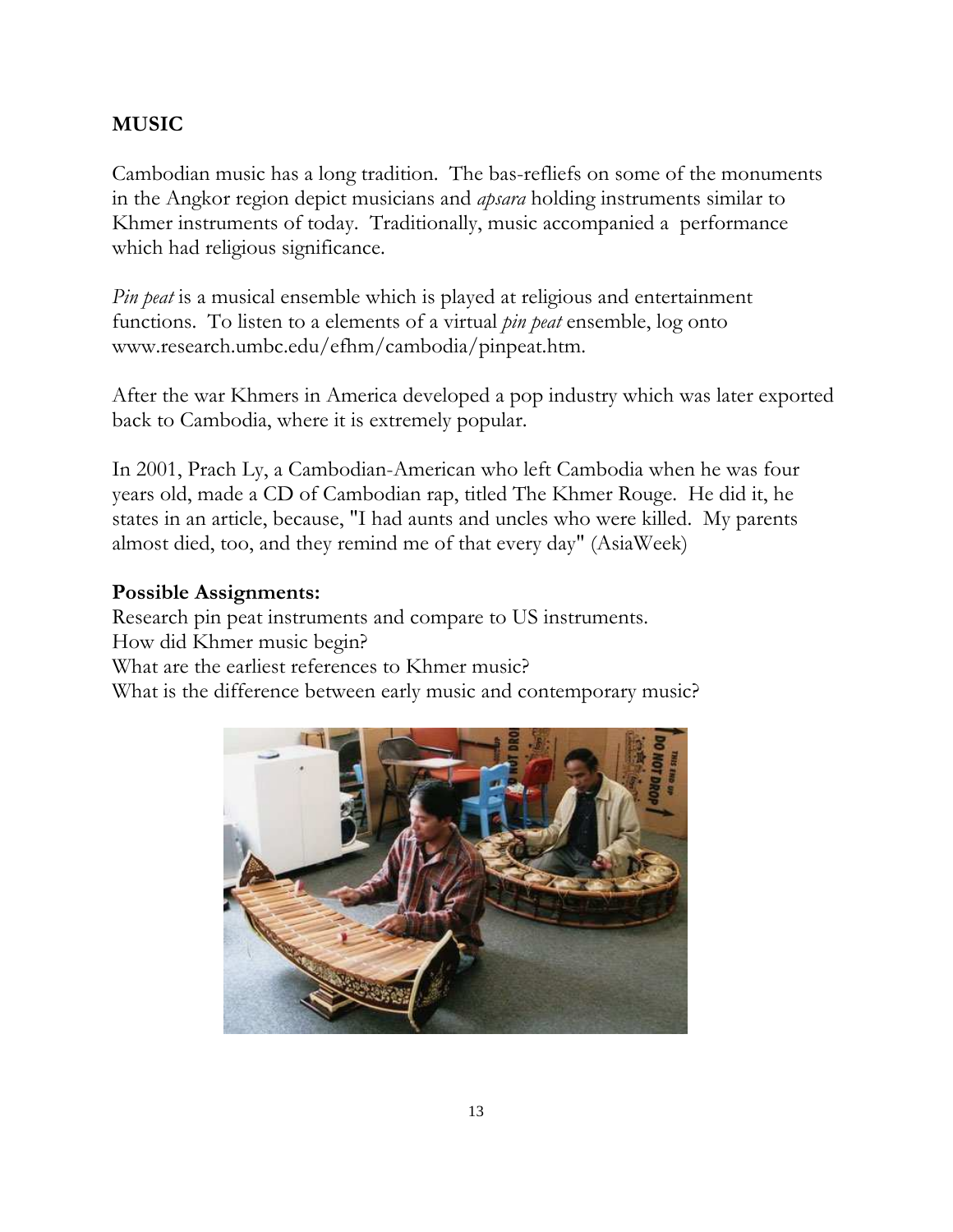## MUSIC

Cambodian music has a long tradition. The bas-refliefs on some of the monuments in the Angkor region depict musicians and *apsara* holding instruments similar to Khmer instruments of today. Traditionally, music accompanied a performance which had religious significance.

*Pin peat* is a musical ensemble which is played at religious and entertainment functions. To listen to a elements of a virtual *pin peat* ensemble, log onto www.research.umbc.edu/efhm/cambodia/pinpeat.htm.

After the war Khmers in America developed a pop industry which was later exported back to Cambodia, where it is extremely popular.

In 2001, Prach Ly, a Cambodian-American who left Cambodia when he was four years old, made a CD of Cambodian rap, titled The Khmer Rouge. He did it, he states in an article, because, "I had aunts and uncles who were killed. My parents almost died, too, and they remind me of that every day" (AsiaWeek)

**Possible Assignments:**

Research pin peat instruments and compare to US instruments.
How did Khmer music begin?
What are the earliest references to Khmer music?
What is the difference between early music and contemporary music?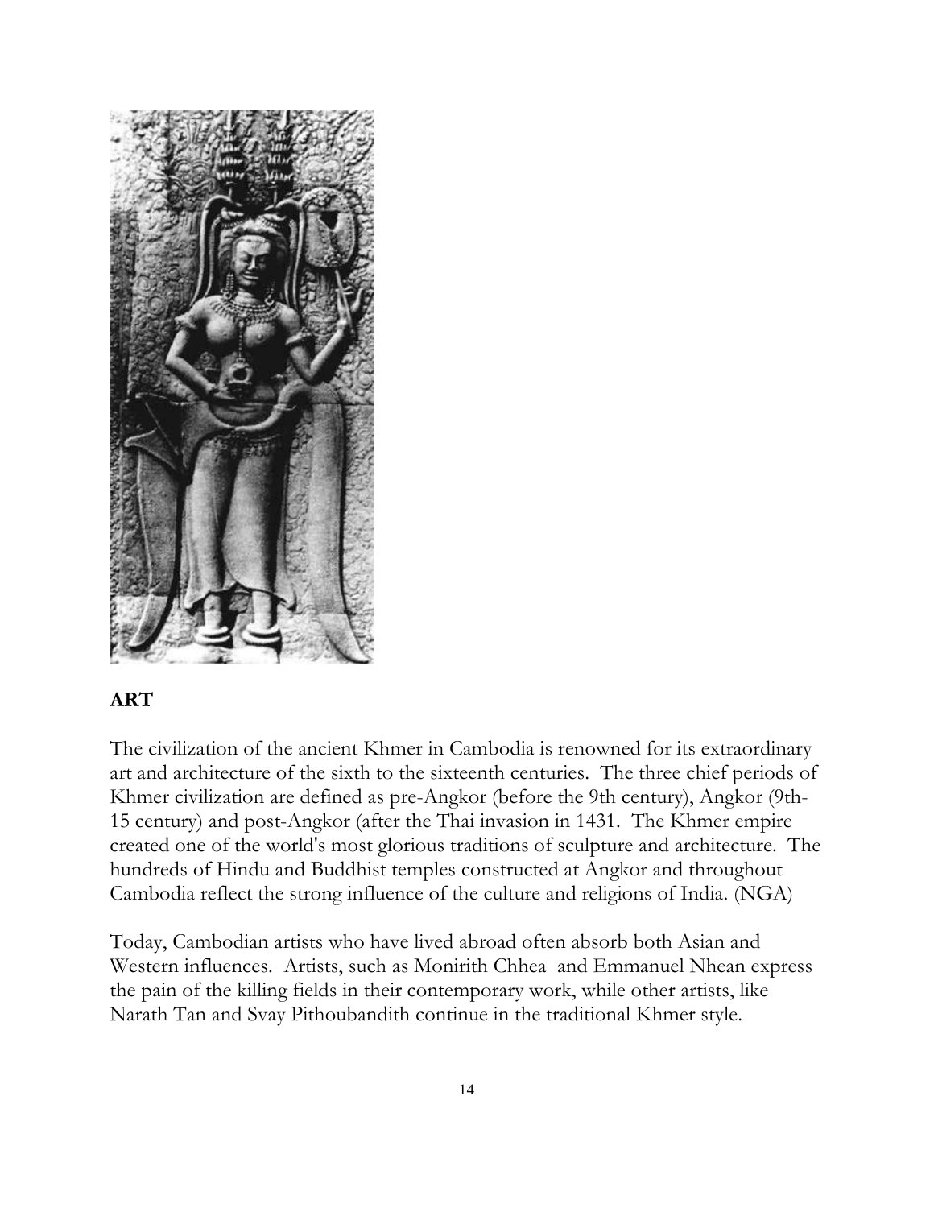## ART

The civilization of the ancient Khmer in Cambodia is renowned for its extraordinary art and architecture of the sixth to the sixteenth centuries. The three chief periods of Khmer civilization are defined as pre-Angkor (before the 9th century), Angkor (9th-15 century) and post-Angkor (after the Thai invasion in 1431. The Khmer empire created one of the world's most glorious traditions of sculpture and architecture. The hundreds of Hindu and Buddhist temples constructed at Angkor and throughout Cambodia reflect the strong influence of the culture and religions of India. (NGA)

Today, Cambodian artists who have lived abroad often absorb both Asian and Western influences. Artists, such as Monirith Chhea and Emmanuel Nhean express the pain of the killing fields in their contemporary work, while other artists, like Narath Tan and Svay Pithoubandith continue in the traditional Khmer style.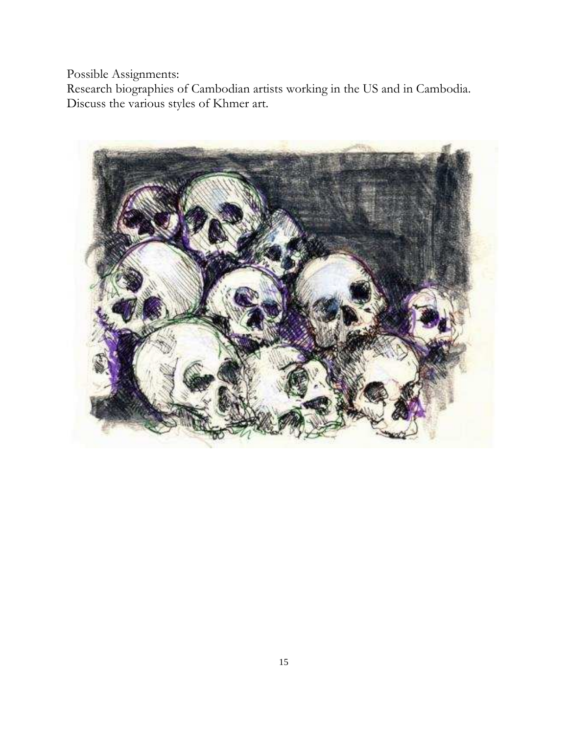Possible Assignments:
Research biographies of Cambodian artists working in the US and in Cambodia.
Discuss the various styles of Khmer art.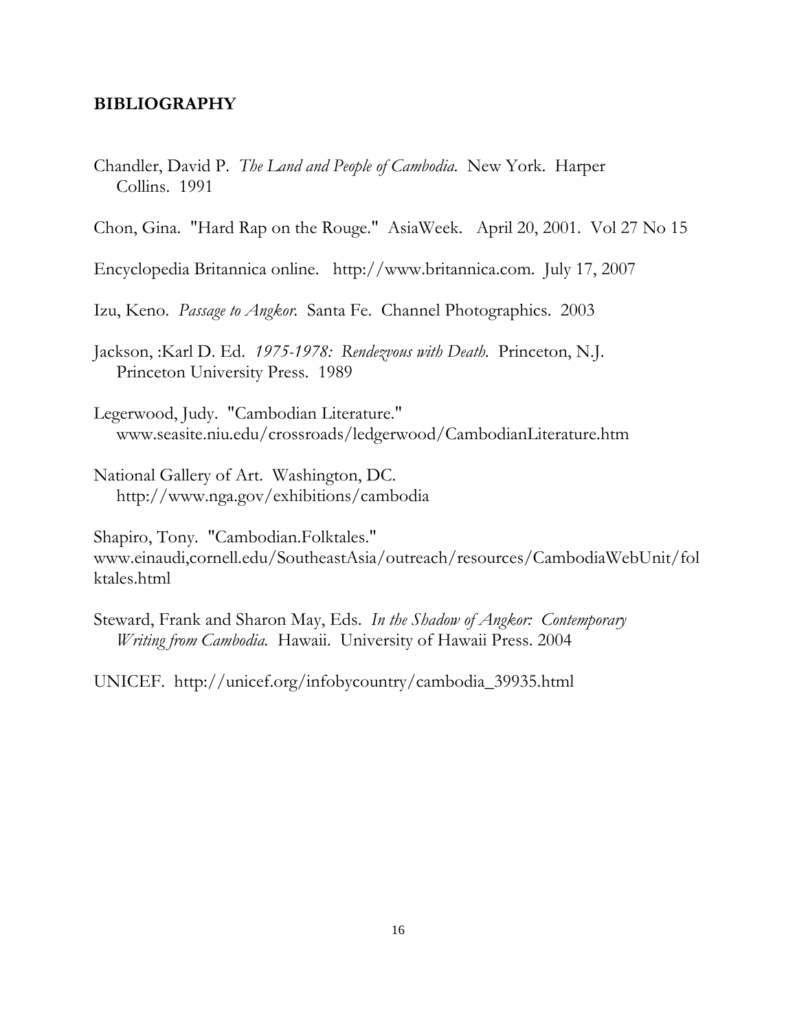## BIBLIOGRAPHY

Chandler, David P. *The Land and People of Cambodia.* New York. Harper Collins. 1991

Chon, Gina. "Hard Rap on the Rouge." AsiaWeek. April 20, 2001. Vol 27 No 15

Encyclopedia Britannica online. http://www.britannica.com. July 17, 2007

Izu, Keno. *Passage to Angkor.* Santa Fe. Channel Photographics. 2003

Jackson, :Karl D. Ed. *1975-1978: Rendezvous with Death.* Princeton, N.J. Princeton University Press. 1989

Legerwood, Judy. "Cambodian Literature." www.seasite.niu.edu/crossroads/ledgerwood/CambodianLiterature.htm

National Gallery of Art. Washington, DC. http://www.nga.gov/exhibitions/cambodia

Shapiro, Tony. "Cambodian.Folktales." www.einaudi,cornell.edu/SoutheastAsia/outreach/resources/CambodiaWebUnit/folktales.html

Steward, Frank and Sharon May, Eds. *In the Shadow of Angkor: Contemporary Writing from Cambodia.* Hawaii. University of Hawaii Press. 2004

UNICEF. http://unicef.org/infobycountry/cambodia_39935.html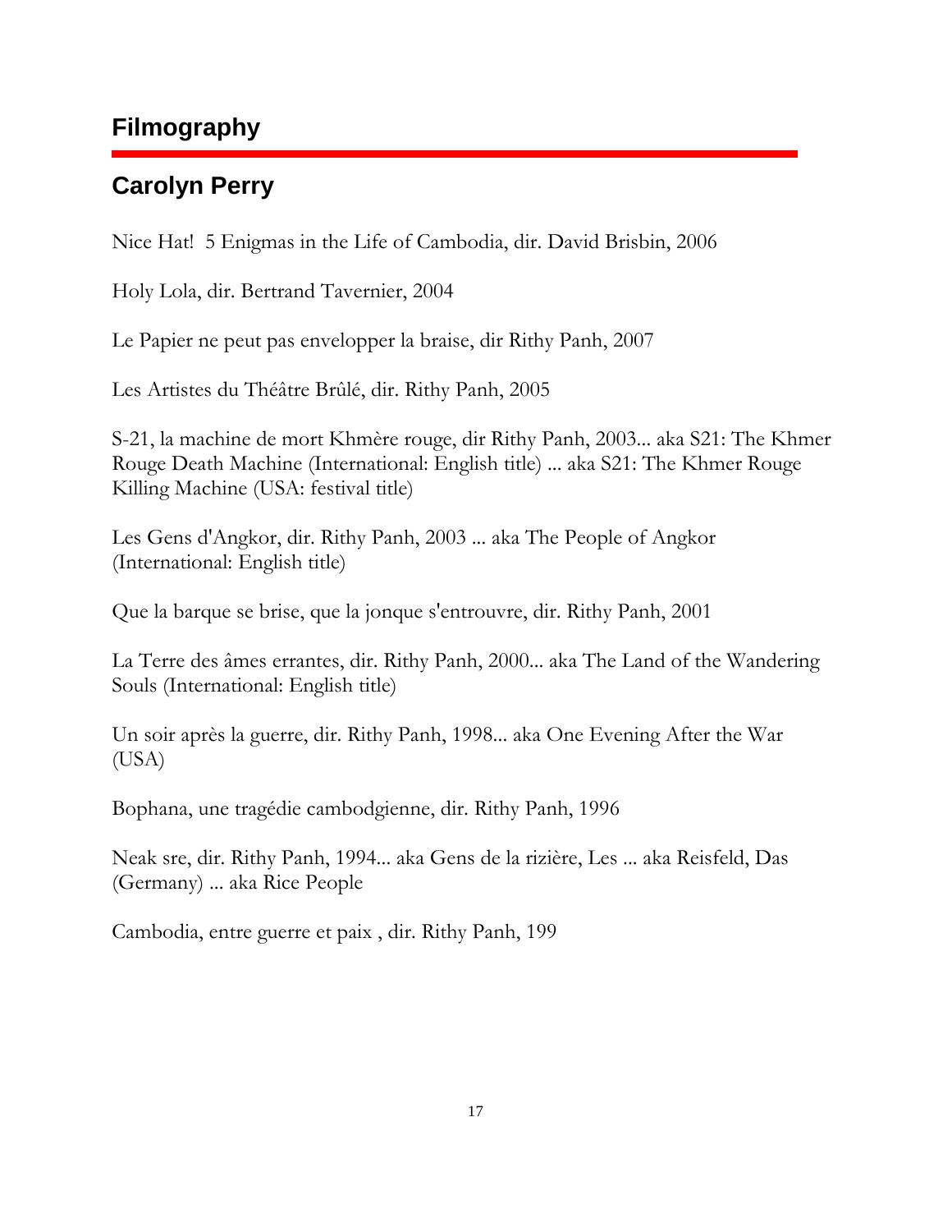## Filmography

## Carolyn Perry

Nice Hat!  5 Enigmas in the Life of Cambodia, dir. David Brisbin, 2006

Holy Lola, dir. Bertrand Tavernier, 2004

Le Papier ne peut pas envelopper la braise, dir Rithy Panh, 2007

Les Artistes du Théâtre Brûlé, dir. Rithy Panh, 2005

S-21, la machine de mort Khmère rouge, dir Rithy Panh, 2003... aka S21: The Khmer Rouge Death Machine (International: English title) ... aka S21: The Khmer Rouge Killing Machine (USA: festival title)

Les Gens d'Angkor, dir. Rithy Panh, 2003 ... aka The People of Angkor (International: English title)

Que la barque se brise, que la jonque s'entrouvre, dir. Rithy Panh, 2001

La Terre des âmes errantes, dir. Rithy Panh, 2000... aka The Land of the Wandering Souls (International: English title)

Un soir après la guerre, dir. Rithy Panh, 1998... aka One Evening After the War (USA)

Bophana, une tragédie cambodgienne, dir. Rithy Panh, 1996

Neak sre, dir. Rithy Panh, 1994... aka Gens de la rizière, Les ... aka Reisfeld, Das (Germany) ... aka Rice People

Cambodia, entre guerre et paix , dir. Rithy Panh, 199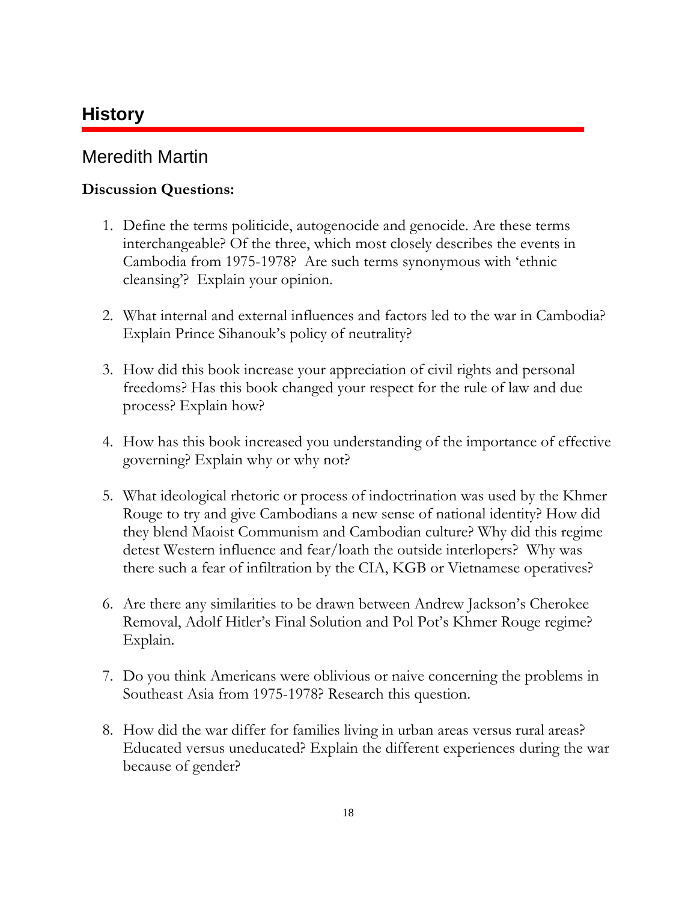## History

### Meredith Martin

**Discussion Questions:**

1. Define the terms politicide, autogenocide and genocide. Are these terms interchangeable? Of the three, which most closely describes the events in Cambodia from 1975-1978? Are such terms synonymous with 'ethnic cleansing'? Explain your opinion.

2. What internal and external influences and factors led to the war in Cambodia? Explain Prince Sihanouk's policy of neutrality?

3. How did this book increase your appreciation of civil rights and personal freedoms? Has this book changed your respect for the rule of law and due process? Explain how?

4. How has this book increased you understanding of the importance of effective governing? Explain why or why not?

5. What ideological rhetoric or process of indoctrination was used by the Khmer Rouge to try and give Cambodians a new sense of national identity? How did they blend Maoist Communism and Cambodian culture? Why did this regime detest Western influence and fear/loath the outside interlopers? Why was there such a fear of infiltration by the CIA, KGB or Vietnamese operatives?

6. Are there any similarities to be drawn between Andrew Jackson's Cherokee Removal, Adolf Hitler's Final Solution and Pol Pot's Khmer Rouge regime? Explain.

7. Do you think Americans were oblivious or naive concerning the problems in Southeast Asia from 1975-1978? Research this question.

8. How did the war differ for families living in urban areas versus rural areas? Educated versus uneducated? Explain the different experiences during the war because of gender?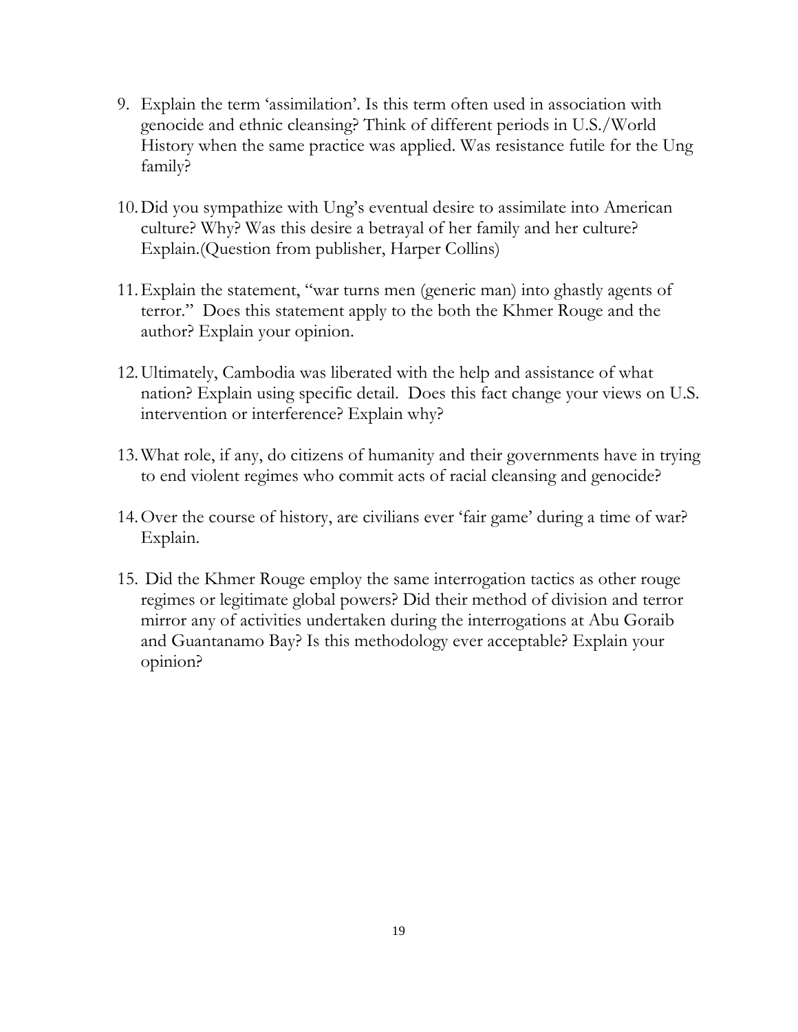9. Explain the term 'assimilation'. Is this term often used in association with genocide and ethnic cleansing? Think of different periods in U.S./World History when the same practice was applied. Was resistance futile for the Ung family?

10. Did you sympathize with Ung's eventual desire to assimilate into American culture? Why? Was this desire a betrayal of her family and her culture? Explain.(Question from publisher, Harper Collins)

11. Explain the statement, "war turns men (generic man) into ghastly agents of terror." Does this statement apply to the both the Khmer Rouge and the author? Explain your opinion.

12. Ultimately, Cambodia was liberated with the help and assistance of what nation? Explain using specific detail. Does this fact change your views on U.S. intervention or interference? Explain why?

13. What role, if any, do citizens of humanity and their governments have in trying to end violent regimes who commit acts of racial cleansing and genocide?

14. Over the course of history, are civilians ever 'fair game' during a time of war? Explain.

15. Did the Khmer Rouge employ the same interrogation tactics as other rouge regimes or legitimate global powers? Did their method of division and terror mirror any of activities undertaken during the interrogations at Abu Goraib and Guantanamo Bay? Is this methodology ever acceptable? Explain your opinion?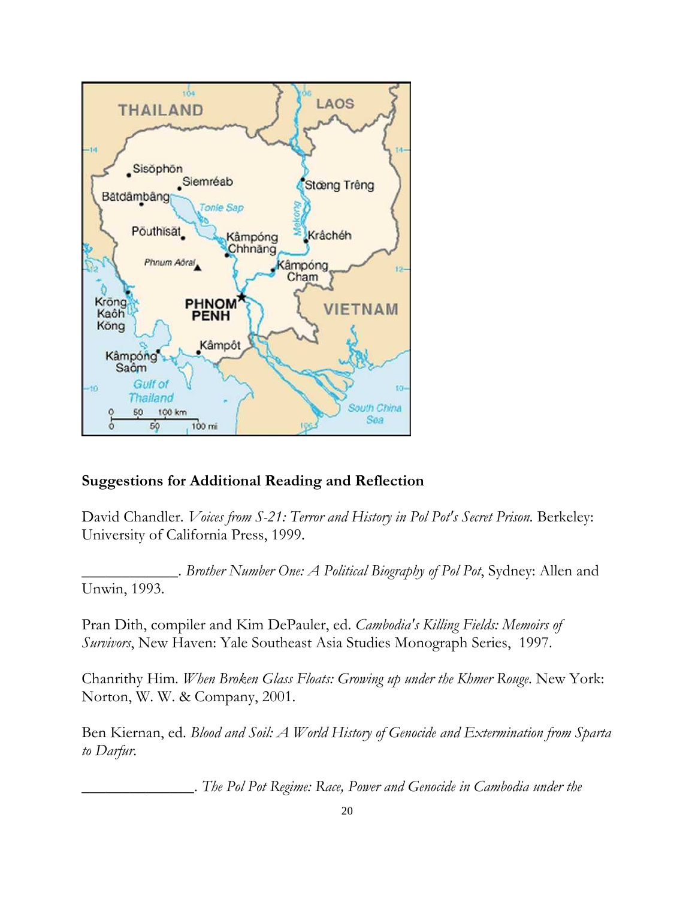## Suggestions for Additional Reading and Reflection

David Chandler. *Voices from S-21: Terror and History in Pol Pot's Secret Prison.* Berkeley: University of California Press, 1999.

____________. *Brother Number One: A Political Biography of Pol Pot*, Sydney: Allen and Unwin, 1993.

Pran Dith, compiler and Kim DePauler, ed. *Cambodia's Killing Fields: Memoirs of Survivors*, New Haven: Yale Southeast Asia Studies Monograph Series, 1997.

Chanrithy Him. *When Broken Glass Floats: Growing up under the Khmer Rouge.* New York: Norton, W. W. & Company, 2001.

Ben Kiernan, ed. *Blood and Soil: A World History of Genocide and Extermination from Sparta to Darfur.*

______________. *The Pol Pot Regime: Race, Power and Genocide in Cambodia under the*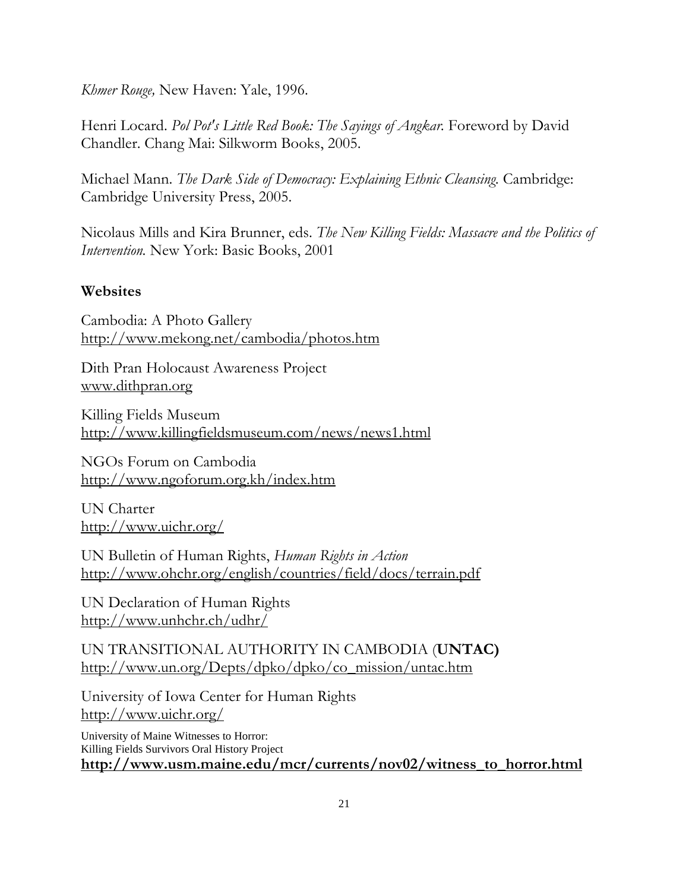*Khmer Rouge,* New Haven: Yale, 1996.

Henri Locard. *Pol Pot's Little Red Book: The Sayings of Angkar.* Foreword by David Chandler. Chang Mai: Silkworm Books, 2005.

Michael Mann. *The Dark Side of Democracy: Explaining Ethnic Cleansing.* Cambridge: Cambridge University Press, 2005.

Nicolaus Mills and Kira Brunner, eds. *The New Killing Fields: Massacre and the Politics of Intervention.* New York: Basic Books, 2001

## Websites

Cambodia: A Photo Gallery
http://www.mekong.net/cambodia/photos.htm

Dith Pran Holocaust Awareness Project
www.dithpran.org

Killing Fields Museum
http://www.killingfieldsmuseum.com/news/news1.html

NGOs Forum on Cambodia
http://www.ngoforum.org.kh/index.htm

UN Charter
http://www.uichr.org/

UN Bulletin of Human Rights, *Human Rights in Action*
http://www.ohchr.org/english/countries/field/docs/terrain.pdf

UN Declaration of Human Rights
http://www.unhchr.ch/udhr/

UN TRANSITIONAL AUTHORITY IN CAMBODIA (**UNTAC)**
http://www.un.org/Depts/dpko/dpko/co_mission/untac.htm

University of Iowa Center for Human Rights
http://www.uichr.org/

University of Maine Witnesses to Horror:
Killing Fields Survivors Oral History Project
**http://www.usm.maine.edu/mcr/currents/nov02/witness_to_horror.html**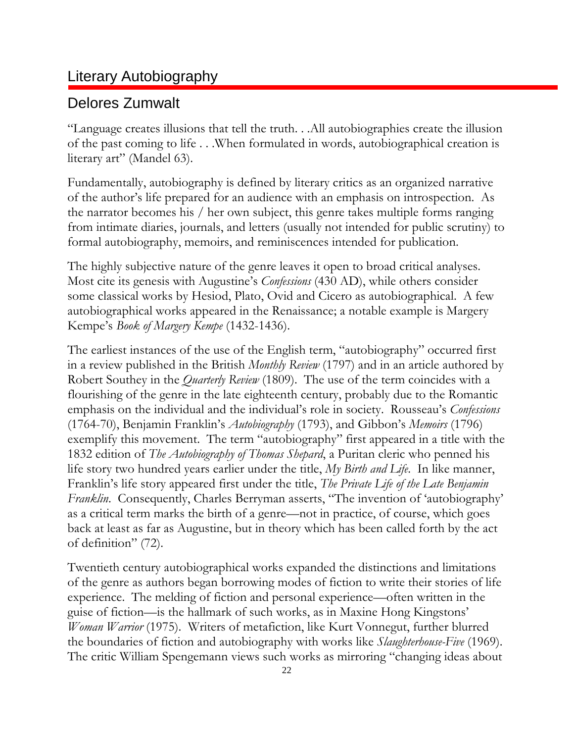## Literary Autobiography

## Delores Zumwalt

"Language creates illusions that tell the truth. . .All autobiographies create the illusion of the past coming to life . . .When formulated in words, autobiographical creation is literary art" (Mandel 63).

Fundamentally, autobiography is defined by literary critics as an organized narrative of the author's life prepared for an audience with an emphasis on introspection. As the narrator becomes his / her own subject, this genre takes multiple forms ranging from intimate diaries, journals, and letters (usually not intended for public scrutiny) to formal autobiography, memoirs, and reminiscences intended for publication.

The highly subjective nature of the genre leaves it open to broad critical analyses. Most cite its genesis with Augustine's *Confessions* (430 AD), while others consider some classical works by Hesiod, Plato, Ovid and Cicero as autobiographical. A few autobiographical works appeared in the Renaissance; a notable example is Margery Kempe's *Book of Margery Kempe* (1432-1436).

The earliest instances of the use of the English term, "autobiography" occurred first in a review published in the British *Monthly Review* (1797) and in an article authored by Robert Southey in the *Quarterly Review* (1809). The use of the term coincides with a flourishing of the genre in the late eighteenth century, probably due to the Romantic emphasis on the individual and the individual's role in society. Rousseau's *Confessions* (1764-70), Benjamin Franklin's *Autobiography* (1793), and Gibbon's *Memoirs* (1796) exemplify this movement. The term "autobiography" first appeared in a title with the 1832 edition of *The Autobiography of Thomas Shepard*, a Puritan cleric who penned his life story two hundred years earlier under the title, *My Birth and Life*. In like manner, Franklin's life story appeared first under the title, *The Private Life of the Late Benjamin Franklin*. Consequently, Charles Berryman asserts, "The invention of 'autobiography' as a critical term marks the birth of a genre—not in practice, of course, which goes back at least as far as Augustine, but in theory which has been called forth by the act of definition" (72).

Twentieth century autobiographical works expanded the distinctions and limitations of the genre as authors began borrowing modes of fiction to write their stories of life experience. The melding of fiction and personal experience—often written in the guise of fiction—is the hallmark of such works, as in Maxine Hong Kingstons' *Woman Warrior* (1975). Writers of metafiction, like Kurt Vonnegut, further blurred the boundaries of fiction and autobiography with works like *Slaughterhouse-Five* (1969). The critic William Spengemann views such works as mirroring "changing ideas about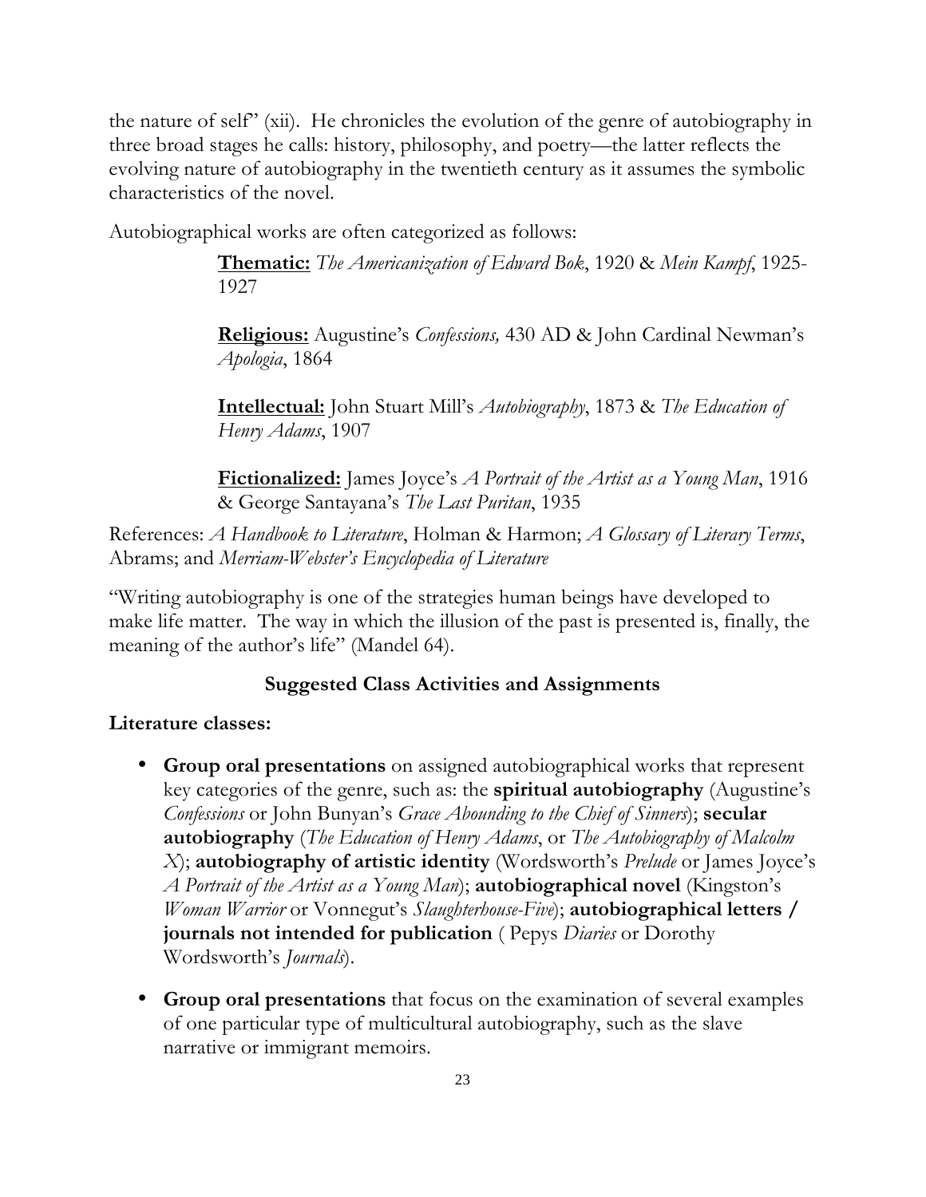the nature of self" (xii). He chronicles the evolution of the genre of autobiography in three broad stages he calls: history, philosophy, and poetry—the latter reflects the evolving nature of autobiography in the twentieth century as it assumes the symbolic characteristics of the novel.

Autobiographical works are often categorized as follows:

> **Thematic:** *The Americanization of Edward Bok*, 1920 & *Mein Kampf*, 1925-1927
>
> **Religious:** Augustine's *Confessions,* 430 AD & John Cardinal Newman's *Apologia*, 1864
>
> **Intellectual:** John Stuart Mill's *Autobiography*, 1873 & *The Education of Henry Adams*, 1907
>
> **Fictionalized:** James Joyce's *A Portrait of the Artist as a Young Man*, 1916 & George Santayana's *The Last Puritan*, 1935

References: *A Handbook to Literature*, Holman & Harmon; *A Glossary of Literary Terms*, Abrams; and *Merriam-Webster's Encyclopedia of Literature*

"Writing autobiography is one of the strategies human beings have developed to make life matter. The way in which the illusion of the past is presented is, finally, the meaning of the author's life" (Mandel 64).

## Suggested Class Activities and Assignments

**Literature classes:**

- **Group oral presentations** on assigned autobiographical works that represent key categories of the genre, such as: the **spiritual autobiography** (Augustine's *Confessions* or John Bunyan's *Grace Abounding to the Chief of Sinners*); **secular autobiography** (*The Education of Henry Adams*, or *The Autobiography of Malcolm X*); **autobiography of artistic identity** (Wordsworth's *Prelude* or James Joyce's *A Portrait of the Artist as a Young Man*); **autobiographical novel** (Kingston's *Woman Warrior* or Vonnegut's *Slaughterhouse-Five*); **autobiographical letters / journals not intended for publication** ( Pepys *Diaries* or Dorothy Wordsworth's *Journals*).
- **Group oral presentations** that focus on the examination of several examples of one particular type of multicultural autobiography, such as the slave narrative or immigrant memoirs.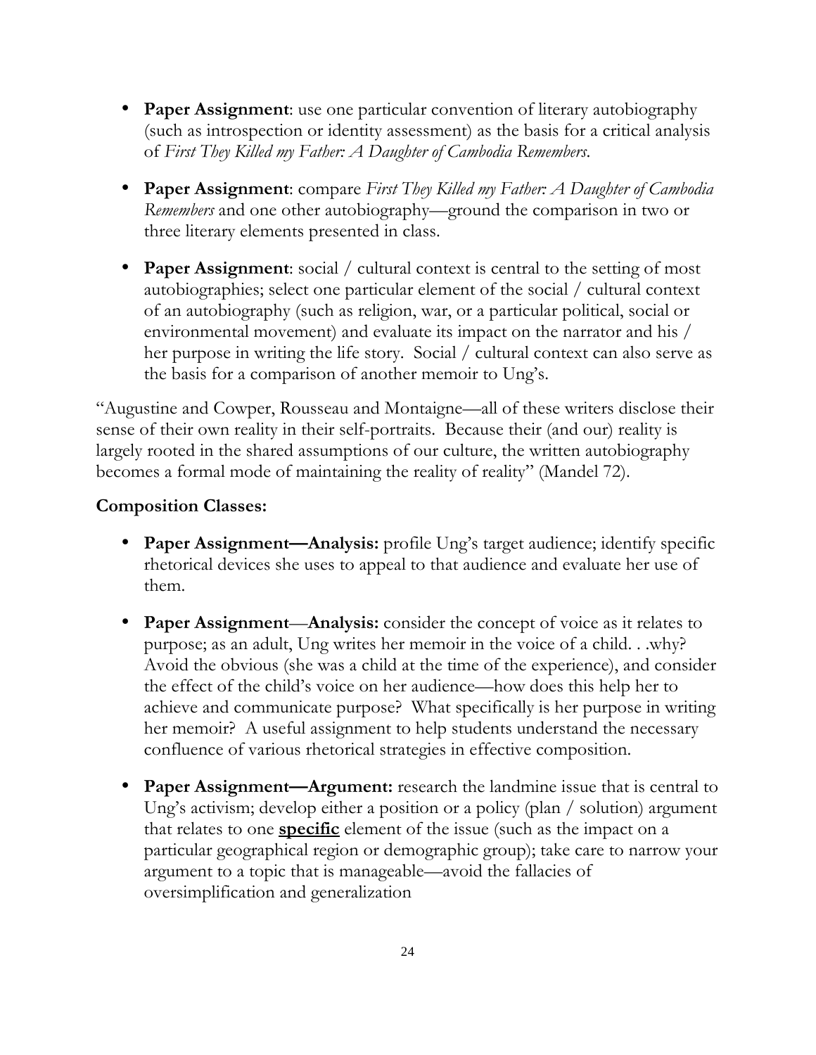- **Paper Assignment**: use one particular convention of literary autobiography (such as introspection or identity assessment) as the basis for a critical analysis of *First They Killed my Father: A Daughter of Cambodia Remembers*.

- **Paper Assignment**: compare *First They Killed my Father: A Daughter of Cambodia Remembers* and one other autobiography—ground the comparison in two or three literary elements presented in class.

- **Paper Assignment**: social / cultural context is central to the setting of most autobiographies; select one particular element of the social / cultural context of an autobiography (such as religion, war, or a particular political, social or environmental movement) and evaluate its impact on the narrator and his / her purpose in writing the life story. Social / cultural context can also serve as the basis for a comparison of another memoir to Ung's.

"Augustine and Cowper, Rousseau and Montaigne—all of these writers disclose their sense of their own reality in their self-portraits. Because their (and our) reality is largely rooted in the shared assumptions of our culture, the written autobiography becomes a formal mode of maintaining the reality of reality" (Mandel 72).

**Composition Classes:**

- **Paper Assignment—Analysis:** profile Ung's target audience; identify specific rhetorical devices she uses to appeal to that audience and evaluate her use of them.

- **Paper Assignment**—**Analysis:** consider the concept of voice as it relates to purpose; as an adult, Ung writes her memoir in the voice of a child. . .why? Avoid the obvious (she was a child at the time of the experience), and consider the effect of the child's voice on her audience—how does this help her to achieve and communicate purpose? What specifically is her purpose in writing her memoir? A useful assignment to help students understand the necessary confluence of various rhetorical strategies in effective composition.

- **Paper Assignment—Argument:** research the landmine issue that is central to Ung's activism; develop either a position or a policy (plan / solution) argument that relates to one <u>**specific**</u> element of the issue (such as the impact on a particular geographical region or demographic group); take care to narrow your argument to a topic that is manageable—avoid the fallacies of oversimplification and generalization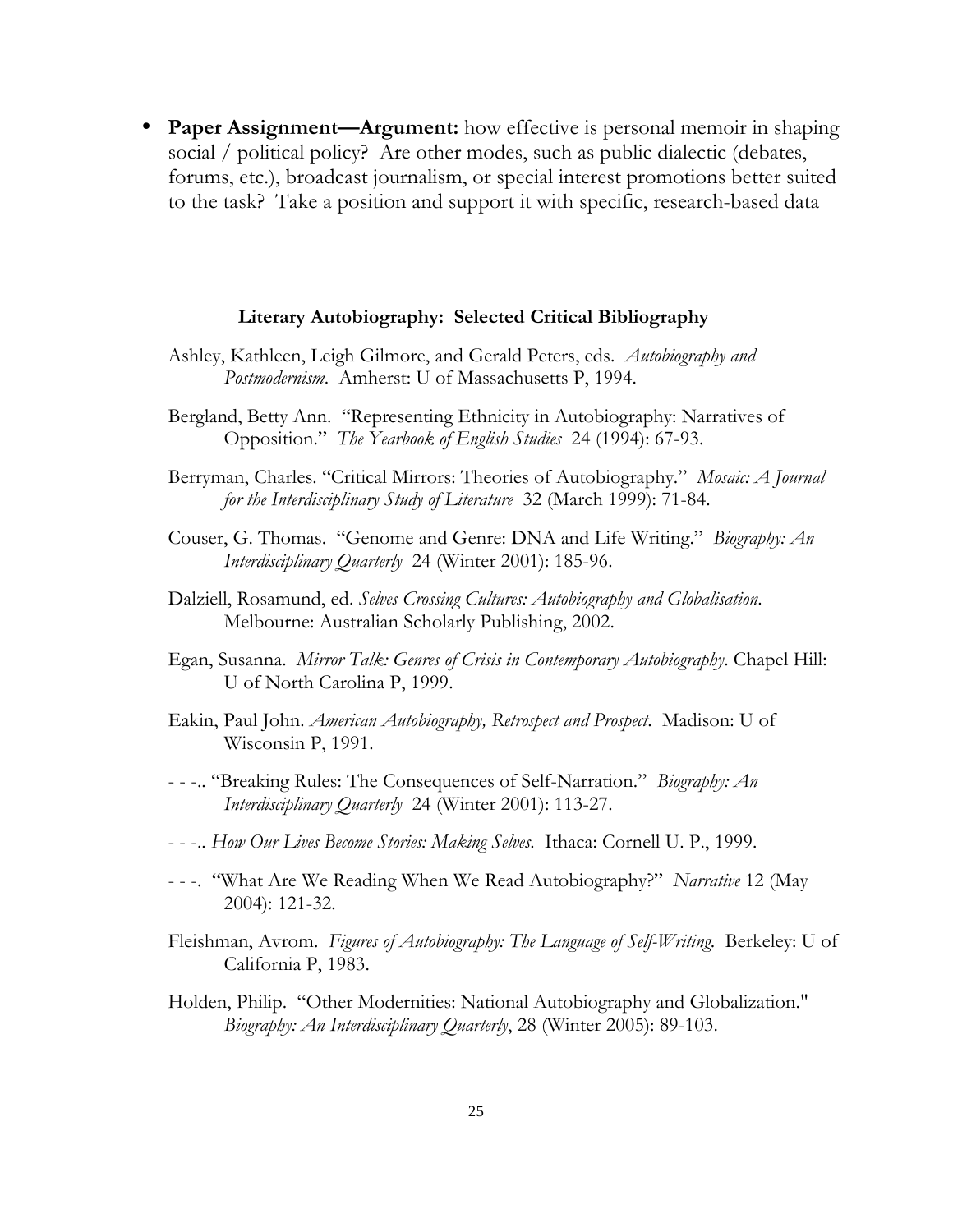- **Paper Assignment—Argument:** how effective is personal memoir in shaping social / political policy? Are other modes, such as public dialectic (debates, forums, etc.), broadcast journalism, or special interest promotions better suited to the task? Take a position and support it with specific, research-based data

### Literary Autobiography: Selected Critical Bibliography

Ashley, Kathleen, Leigh Gilmore, and Gerald Peters, eds. *Autobiography and Postmodernism*. Amherst: U of Massachusetts P, 1994.

Bergland, Betty Ann. "Representing Ethnicity in Autobiography: Narratives of Opposition." *The Yearbook of English Studies* 24 (1994): 67-93.

Berryman, Charles. "Critical Mirrors: Theories of Autobiography." *Mosaic: A Journal for the Interdisciplinary Study of Literature* 32 (March 1999): 71-84.

Couser, G. Thomas. "Genome and Genre: DNA and Life Writing." *Biography: An Interdisciplinary Quarterly* 24 (Winter 2001): 185-96.

Dalziell, Rosamund, ed. *Selves Crossing Cultures: Autobiography and Globalisation.* Melbourne: Australian Scholarly Publishing, 2002.

Egan, Susanna. *Mirror Talk: Genres of Crisis in Contemporary Autobiography*. Chapel Hill: U of North Carolina P, 1999.

Eakin, Paul John. *American Autobiography, Retrospect and Prospect.* Madison: U of Wisconsin P, 1991.

- - -.. "Breaking Rules: The Consequences of Self-Narration." *Biography: An Interdisciplinary Quarterly* 24 (Winter 2001): 113-27.

- - -.. *How Our Lives Become Stories: Making Selves.* Ithaca: Cornell U. P., 1999.

- - -. "What Are We Reading When We Read Autobiography?" *Narrative* 12 (May 2004): 121-32.

Fleishman, Avrom. *Figures of Autobiography: The Language of Self-Writing.* Berkeley: U of California P, 1983.

Holden, Philip. "Other Modernities: National Autobiography and Globalization." *Biography: An Interdisciplinary Quarterly*, 28 (Winter 2005): 89-103.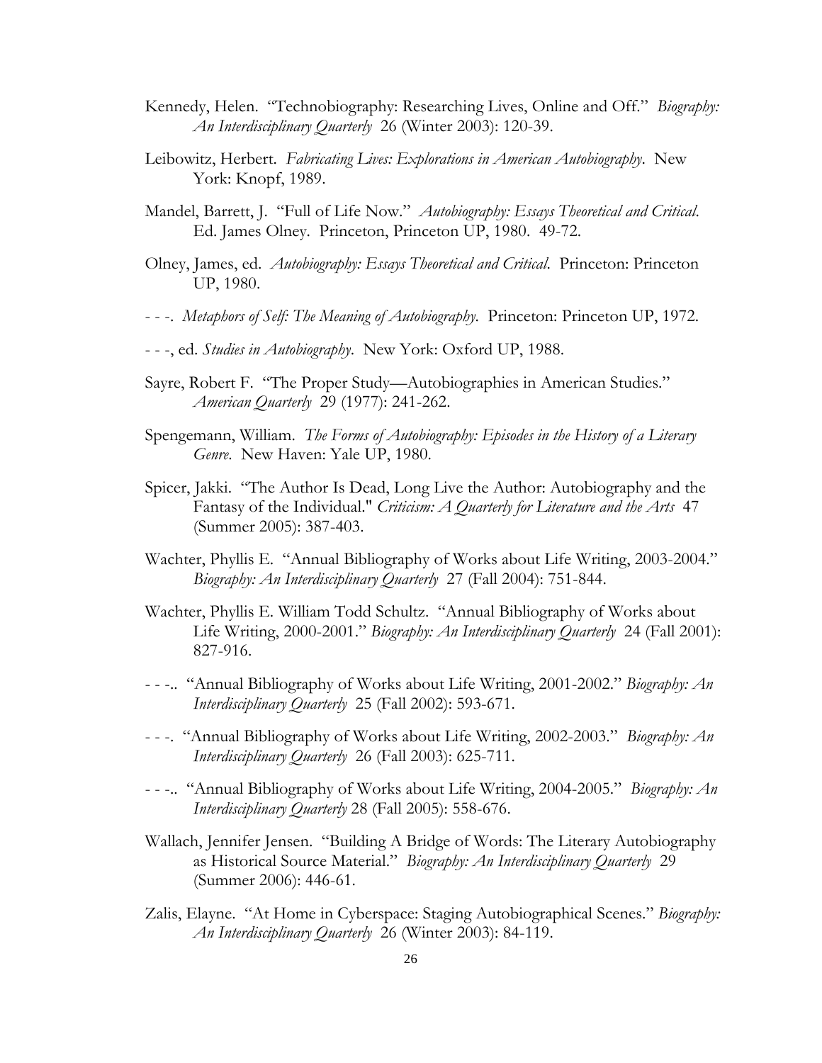Kennedy, Helen. "Technobiography: Researching Lives, Online and Off." *Biography: An Interdisciplinary Quarterly* 26 (Winter 2003): 120-39.

Leibowitz, Herbert. *Fabricating Lives: Explorations in American Autobiography*. New York: Knopf, 1989.

Mandel, Barrett, J. "Full of Life Now." *Autobiography: Essays Theoretical and Critical*. Ed. James Olney. Princeton, Princeton UP, 1980. 49-72.

Olney, James, ed. *Autobiography: Essays Theoretical and Critical*. Princeton: Princeton UP, 1980.

- - -. *Metaphors of Self: The Meaning of Autobiography*. Princeton: Princeton UP, 1972.

- - -, ed. *Studies in Autobiography*. New York: Oxford UP, 1988.

Sayre, Robert F. "The Proper Study—Autobiographies in American Studies." *American Quarterly* 29 (1977): 241-262.

Spengemann, William. *The Forms of Autobiography: Episodes in the History of a Literary Genre*. New Haven: Yale UP, 1980.

Spicer, Jakki. "The Author Is Dead, Long Live the Author: Autobiography and the Fantasy of the Individual." *Criticism: A Quarterly for Literature and the Arts* 47 (Summer 2005): 387-403.

Wachter, Phyllis E. "Annual Bibliography of Works about Life Writing, 2003-2004." *Biography: An Interdisciplinary Quarterly* 27 (Fall 2004): 751-844.

Wachter, Phyllis E. William Todd Schultz. "Annual Bibliography of Works about Life Writing, 2000-2001." *Biography: An Interdisciplinary Quarterly* 24 (Fall 2001): 827-916.

- - -.. "Annual Bibliography of Works about Life Writing, 2001-2002." *Biography: An Interdisciplinary Quarterly* 25 (Fall 2002): 593-671.

- - -. "Annual Bibliography of Works about Life Writing, 2002-2003." *Biography: An Interdisciplinary Quarterly* 26 (Fall 2003): 625-711.

- - -.. "Annual Bibliography of Works about Life Writing, 2004-2005." *Biography: An Interdisciplinary Quarterly* 28 (Fall 2005): 558-676.

Wallach, Jennifer Jensen. "Building A Bridge of Words: The Literary Autobiography as Historical Source Material." *Biography: An Interdisciplinary Quarterly* 29 (Summer 2006): 446-61.

Zalis, Elayne. "At Home in Cyberspace: Staging Autobiographical Scenes." *Biography: An Interdisciplinary Quarterly* 26 (Winter 2003): 84-119.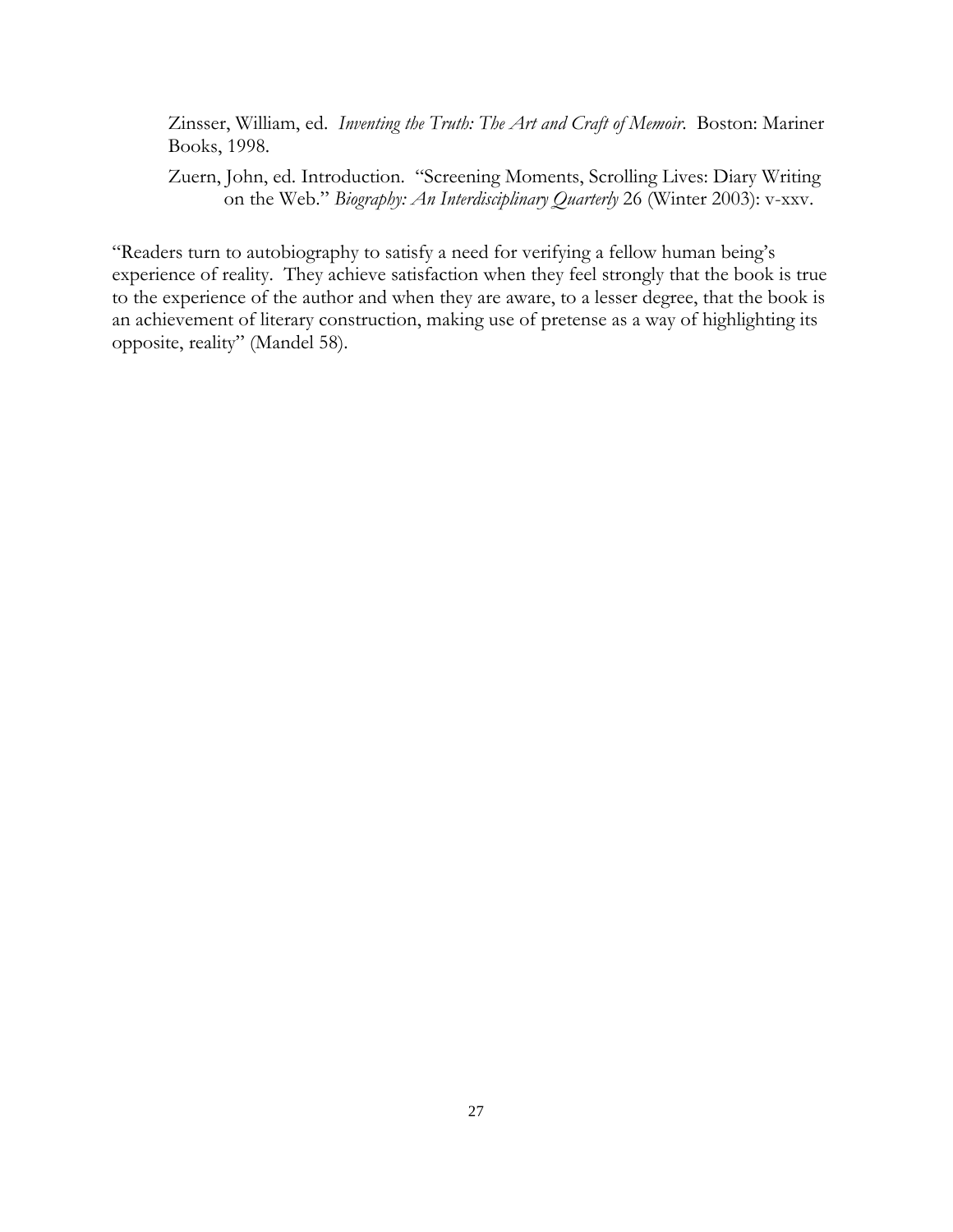Zinsser, William, ed. *Inventing the Truth: The Art and Craft of Memoir.* Boston: Mariner Books, 1998.

Zuern, John, ed. Introduction. "Screening Moments, Scrolling Lives: Diary Writing on the Web." *Biography: An Interdisciplinary Quarterly* 26 (Winter 2003): v-xxv.

"Readers turn to autobiography to satisfy a need for verifying a fellow human being's experience of reality. They achieve satisfaction when they feel strongly that the book is true to the experience of the author and when they are aware, to a lesser degree, that the book is an achievement of literary construction, making use of pretense as a way of highlighting its opposite, reality" (Mandel 58).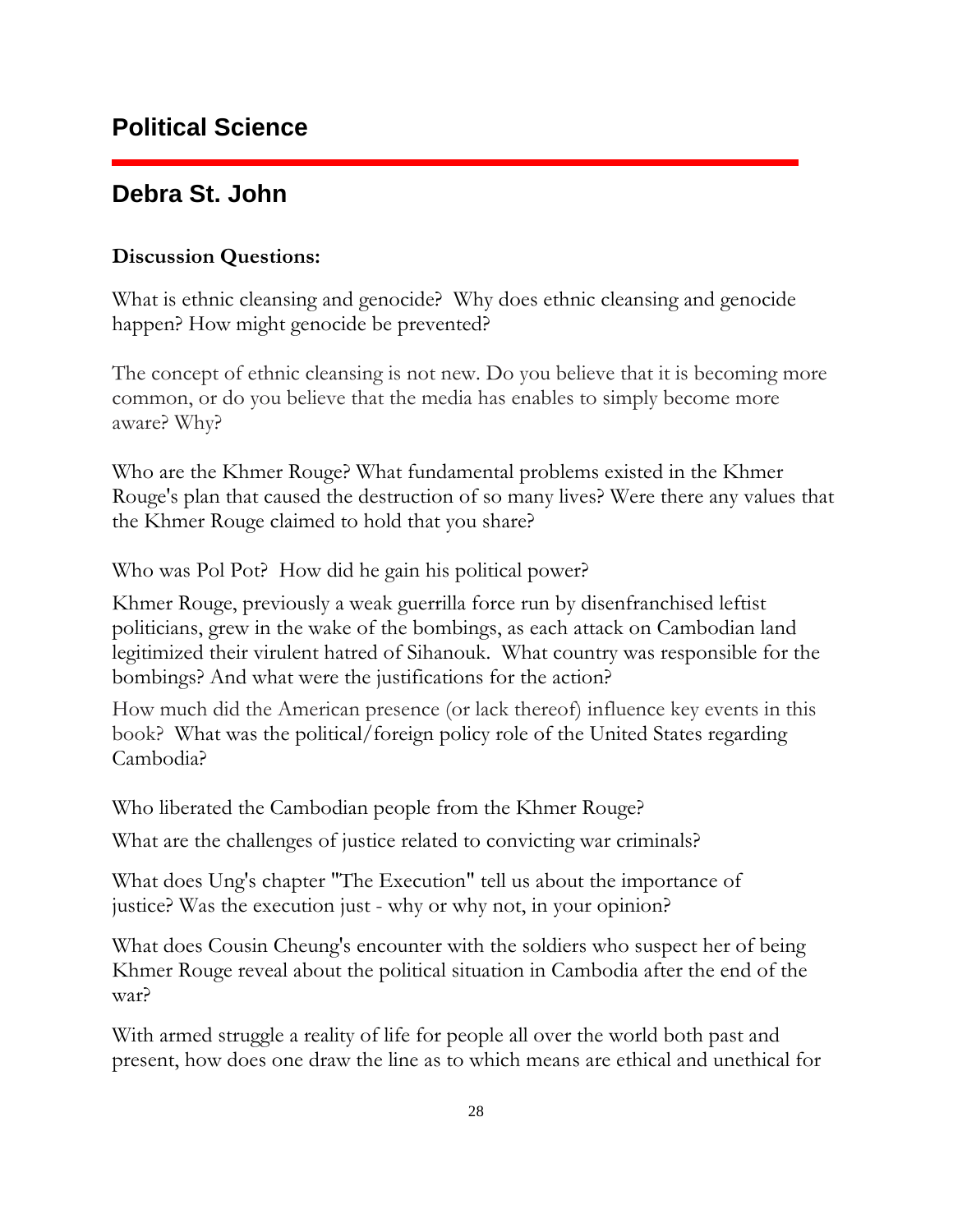## Political Science

## Debra St. John

**Discussion Questions:**

What is ethnic cleansing and genocide? Why does ethnic cleansing and genocide happen? How might genocide be prevented?

The concept of ethnic cleansing is not new. Do you believe that it is becoming more common, or do you believe that the media has enables to simply become more aware? Why?

Who are the Khmer Rouge? What fundamental problems existed in the Khmer Rouge's plan that caused the destruction of so many lives? Were there any values that the Khmer Rouge claimed to hold that you share?

Who was Pol Pot? How did he gain his political power?

Khmer Rouge, previously a weak guerrilla force run by disenfranchised leftist politicians, grew in the wake of the bombings, as each attack on Cambodian land legitimized their virulent hatred of Sihanouk. What country was responsible for the bombings? And what were the justifications for the action?

How much did the American presence (or lack thereof) influence key events in this book? What was the political/foreign policy role of the United States regarding Cambodia?

Who liberated the Cambodian people from the Khmer Rouge?

What are the challenges of justice related to convicting war criminals?

What does Ung's chapter "The Execution" tell us about the importance of justice? Was the execution just - why or why not, in your opinion?

What does Cousin Cheung's encounter with the soldiers who suspect her of being Khmer Rouge reveal about the political situation in Cambodia after the end of the war?

With armed struggle a reality of life for people all over the world both past and present, how does one draw the line as to which means are ethical and unethical for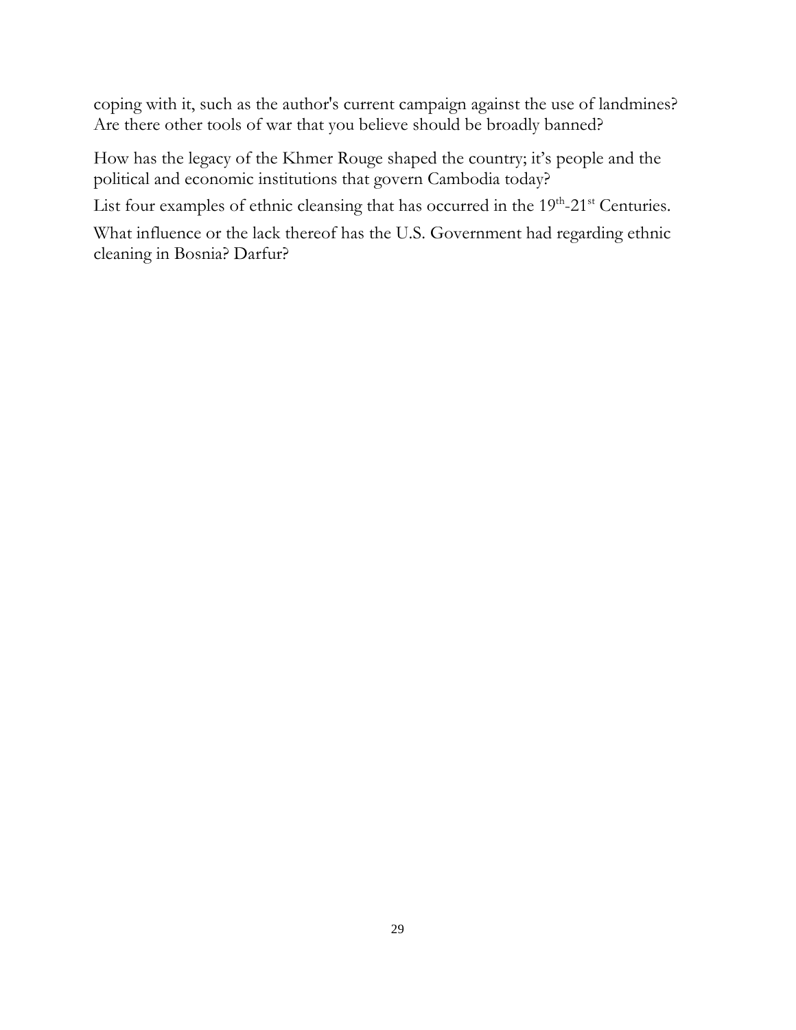coping with it, such as the author's current campaign against the use of landmines? Are there other tools of war that you believe should be broadly banned?

How has the legacy of the Khmer Rouge shaped the country; it's people and the political and economic institutions that govern Cambodia today?

List four examples of ethnic cleansing that has occurred in the 19th-21st Centuries.

What influence or the lack thereof has the U.S. Government had regarding ethnic cleaning in Bosnia? Darfur?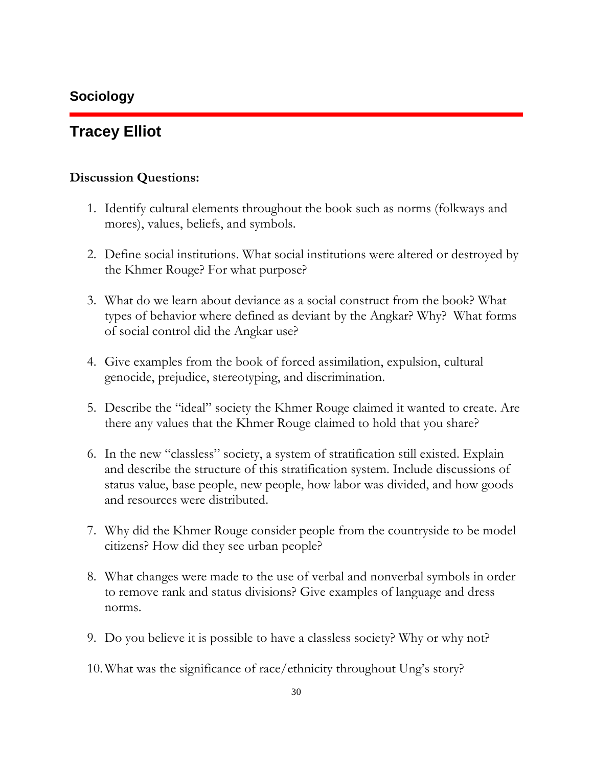## Sociology

## Tracey Elliot

**Discussion Questions:**

1. Identify cultural elements throughout the book such as norms (folkways and mores), values, beliefs, and symbols.

2. Define social institutions. What social institutions were altered or destroyed by the Khmer Rouge? For what purpose?

3. What do we learn about deviance as a social construct from the book? What types of behavior where defined as deviant by the Angkar? Why? What forms of social control did the Angkar use?

4. Give examples from the book of forced assimilation, expulsion, cultural genocide, prejudice, stereotyping, and discrimination.

5. Describe the "ideal" society the Khmer Rouge claimed it wanted to create. Are there any values that the Khmer Rouge claimed to hold that you share?

6. In the new "classless" society, a system of stratification still existed. Explain and describe the structure of this stratification system. Include discussions of status value, base people, new people, how labor was divided, and how goods and resources were distributed.

7. Why did the Khmer Rouge consider people from the countryside to be model citizens? How did they see urban people?

8. What changes were made to the use of verbal and nonverbal symbols in order to remove rank and status divisions? Give examples of language and dress norms.

9. Do you believe it is possible to have a classless society? Why or why not?

10. What was the significance of race/ethnicity throughout Ung's story?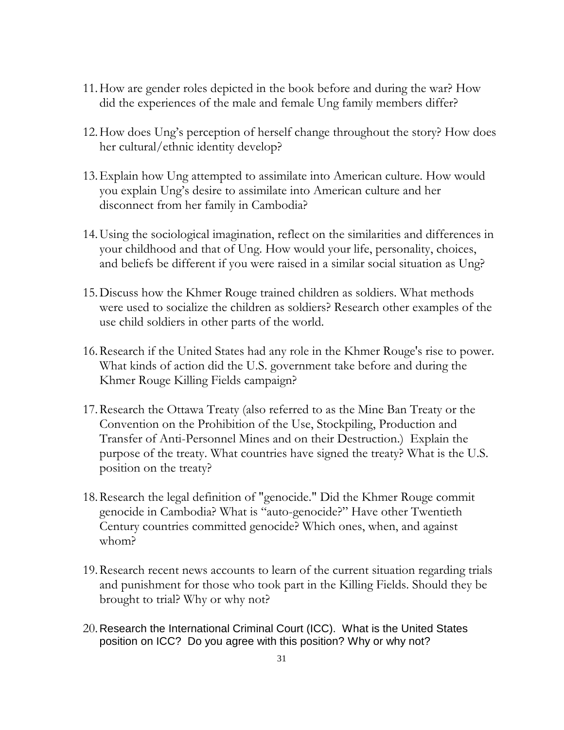11. How are gender roles depicted in the book before and during the war? How did the experiences of the male and female Ung family members differ?

12. How does Ung's perception of herself change throughout the story? How does her cultural/ethnic identity develop?

13. Explain how Ung attempted to assimilate into American culture. How would you explain Ung's desire to assimilate into American culture and her disconnect from her family in Cambodia?

14. Using the sociological imagination, reflect on the similarities and differences in your childhood and that of Ung. How would your life, personality, choices, and beliefs be different if you were raised in a similar social situation as Ung?

15. Discuss how the Khmer Rouge trained children as soldiers. What methods were used to socialize the children as soldiers? Research other examples of the use child soldiers in other parts of the world.

16. Research if the United States had any role in the Khmer Rouge's rise to power. What kinds of action did the U.S. government take before and during the Khmer Rouge Killing Fields campaign?

17. Research the Ottawa Treaty (also referred to as the Mine Ban Treaty or the Convention on the Prohibition of the Use, Stockpiling, Production and Transfer of Anti-Personnel Mines and on their Destruction.) Explain the purpose of the treaty. What countries have signed the treaty? What is the U.S. position on the treaty?

18. Research the legal definition of "genocide." Did the Khmer Rouge commit genocide in Cambodia? What is "auto-genocide?" Have other Twentieth Century countries committed genocide? Which ones, when, and against whom?

19. Research recent news accounts to learn of the current situation regarding trials and punishment for those who took part in the Killing Fields. Should they be brought to trial? Why or why not?

20. Research the International Criminal Court (ICC). What is the United States position on ICC? Do you agree with this position? Why or why not?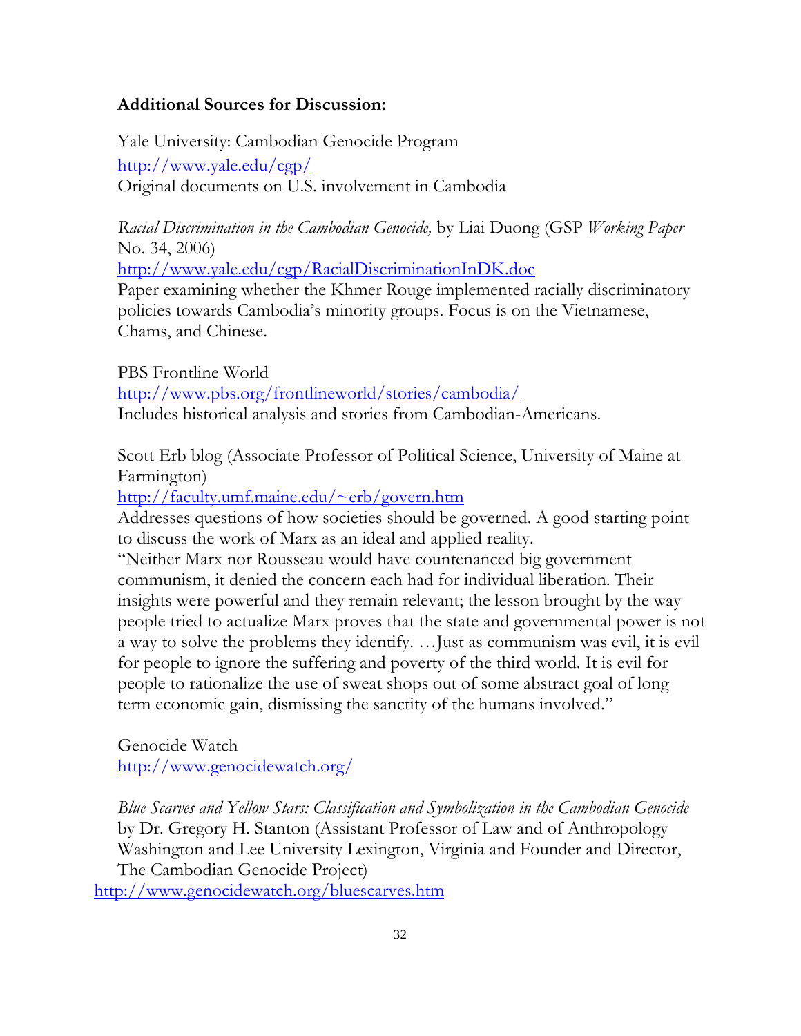**Additional Sources for Discussion:**

Yale University: Cambodian Genocide Program
http://www.yale.edu/cgp/
Original documents on U.S. involvement in Cambodia

*Racial Discrimination in the Cambodian Genocide,* by Liai Duong (GSP *Working Paper* No. 34, 2006)
http://www.yale.edu/cgp/RacialDiscriminationInDK.doc
Paper examining whether the Khmer Rouge implemented racially discriminatory policies towards Cambodia's minority groups. Focus is on the Vietnamese, Chams, and Chinese.

PBS Frontline World
http://www.pbs.org/frontlineworld/stories/cambodia/
Includes historical analysis and stories from Cambodian-Americans.

Scott Erb blog (Associate Professor of Political Science, University of Maine at Farmington)
http://faculty.umf.maine.edu/~erb/govern.htm
Addresses questions of how societies should be governed. A good starting point to discuss the work of Marx as an ideal and applied reality.
"Neither Marx nor Rousseau would have countenanced big government communism, it denied the concern each had for individual liberation. Their insights were powerful and they remain relevant; the lesson brought by the way people tried to actualize Marx proves that the state and governmental power is not a way to solve the problems they identify. …Just as communism was evil, it is evil for people to ignore the suffering and poverty of the third world. It is evil for people to rationalize the use of sweat shops out of some abstract goal of long term economic gain, dismissing the sanctity of the humans involved."

Genocide Watch
http://www.genocidewatch.org/

*Blue Scarves and Yellow Stars: Classification and Symbolization in the Cambodian Genocide* by Dr. Gregory H. Stanton (Assistant Professor of Law and of Anthropology Washington and Lee University Lexington, Virginia and Founder and Director, The Cambodian Genocide Project)
http://www.genocidewatch.org/bluescarves.htm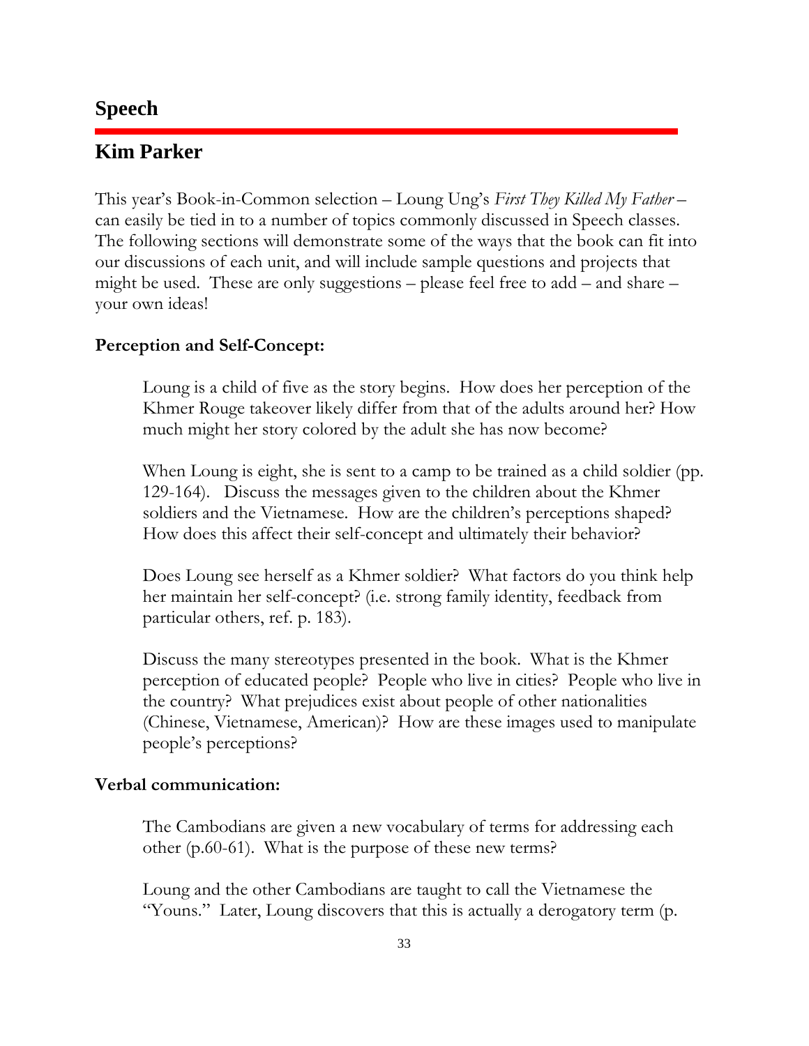## Speech

## Kim Parker

This year's Book-in-Common selection – Loung Ung's *First They Killed My Father* – can easily be tied in to a number of topics commonly discussed in Speech classes. The following sections will demonstrate some of the ways that the book can fit into our discussions of each unit, and will include sample questions and projects that might be used. These are only suggestions – please feel free to add – and share – your own ideas!

### Perception and Self-Concept:

Loung is a child of five as the story begins. How does her perception of the Khmer Rouge takeover likely differ from that of the adults around her? How much might her story colored by the adult she has now become?

When Loung is eight, she is sent to a camp to be trained as a child soldier (pp. 129-164). Discuss the messages given to the children about the Khmer soldiers and the Vietnamese. How are the children's perceptions shaped? How does this affect their self-concept and ultimately their behavior?

Does Loung see herself as a Khmer soldier? What factors do you think help her maintain her self-concept? (i.e. strong family identity, feedback from particular others, ref. p. 183).

Discuss the many stereotypes presented in the book. What is the Khmer perception of educated people? People who live in cities? People who live in the country? What prejudices exist about people of other nationalities (Chinese, Vietnamese, American)? How are these images used to manipulate people's perceptions?

### Verbal communication:

The Cambodians are given a new vocabulary of terms for addressing each other (p.60-61). What is the purpose of these new terms?

Loung and the other Cambodians are taught to call the Vietnamese the "Youns." Later, Loung discovers that this is actually a derogatory term (p.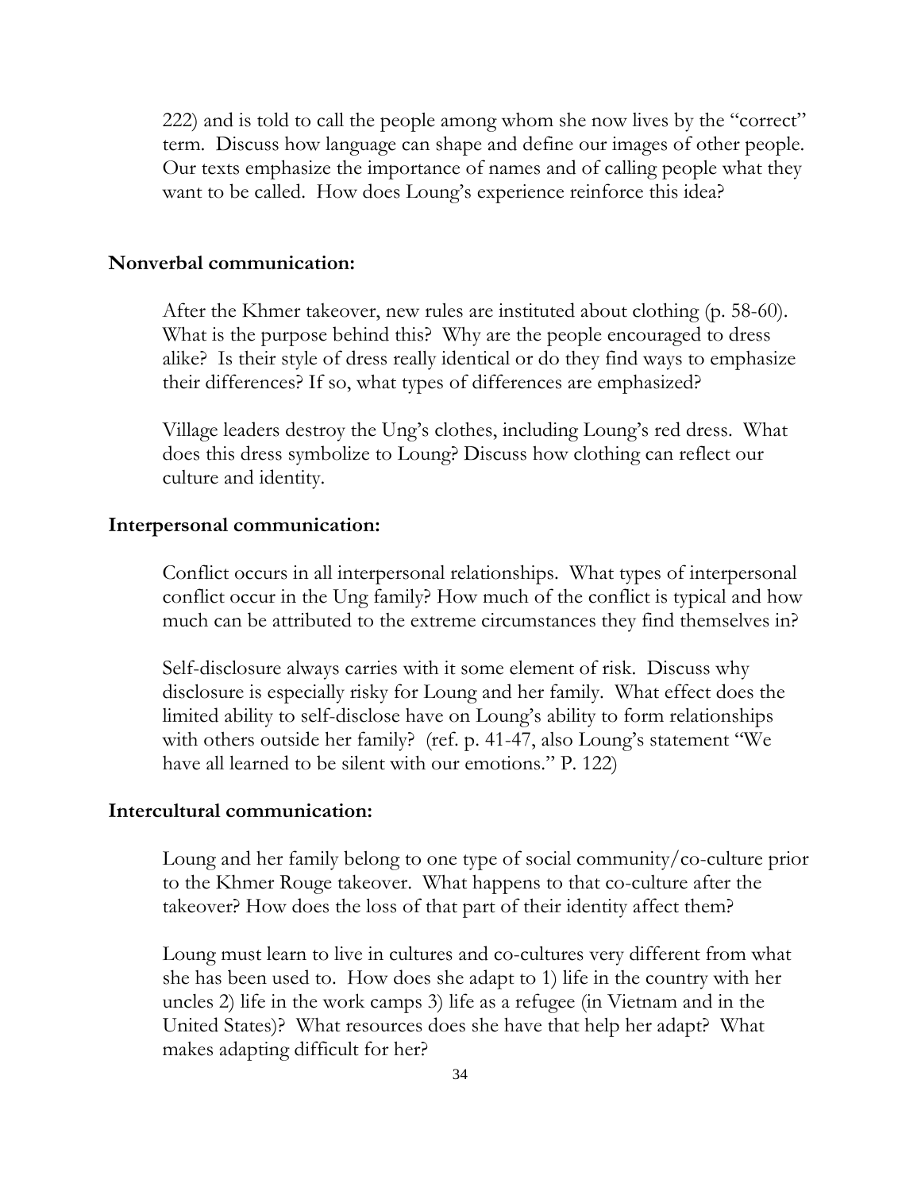222) and is told to call the people among whom she now lives by the "correct" term. Discuss how language can shape and define our images of other people. Our texts emphasize the importance of names and of calling people what they want to be called. How does Loung's experience reinforce this idea?

**Nonverbal communication:**

After the Khmer takeover, new rules are instituted about clothing (p. 58-60). What is the purpose behind this? Why are the people encouraged to dress alike? Is their style of dress really identical or do they find ways to emphasize their differences? If so, what types of differences are emphasized?

Village leaders destroy the Ung's clothes, including Loung's red dress. What does this dress symbolize to Loung? Discuss how clothing can reflect our culture and identity.

**Interpersonal communication:**

Conflict occurs in all interpersonal relationships. What types of interpersonal conflict occur in the Ung family? How much of the conflict is typical and how much can be attributed to the extreme circumstances they find themselves in?

Self-disclosure always carries with it some element of risk. Discuss why disclosure is especially risky for Loung and her family. What effect does the limited ability to self-disclose have on Loung's ability to form relationships with others outside her family? (ref. p. 41-47, also Loung's statement "We have all learned to be silent with our emotions." P. 122)

**Intercultural communication:**

Loung and her family belong to one type of social community/co-culture prior to the Khmer Rouge takeover. What happens to that co-culture after the takeover? How does the loss of that part of their identity affect them?

Loung must learn to live in cultures and co-cultures very different from what she has been used to. How does she adapt to 1) life in the country with her uncles 2) life in the work camps 3) life as a refugee (in Vietnam and in the United States)? What resources does she have that help her adapt? What makes adapting difficult for her?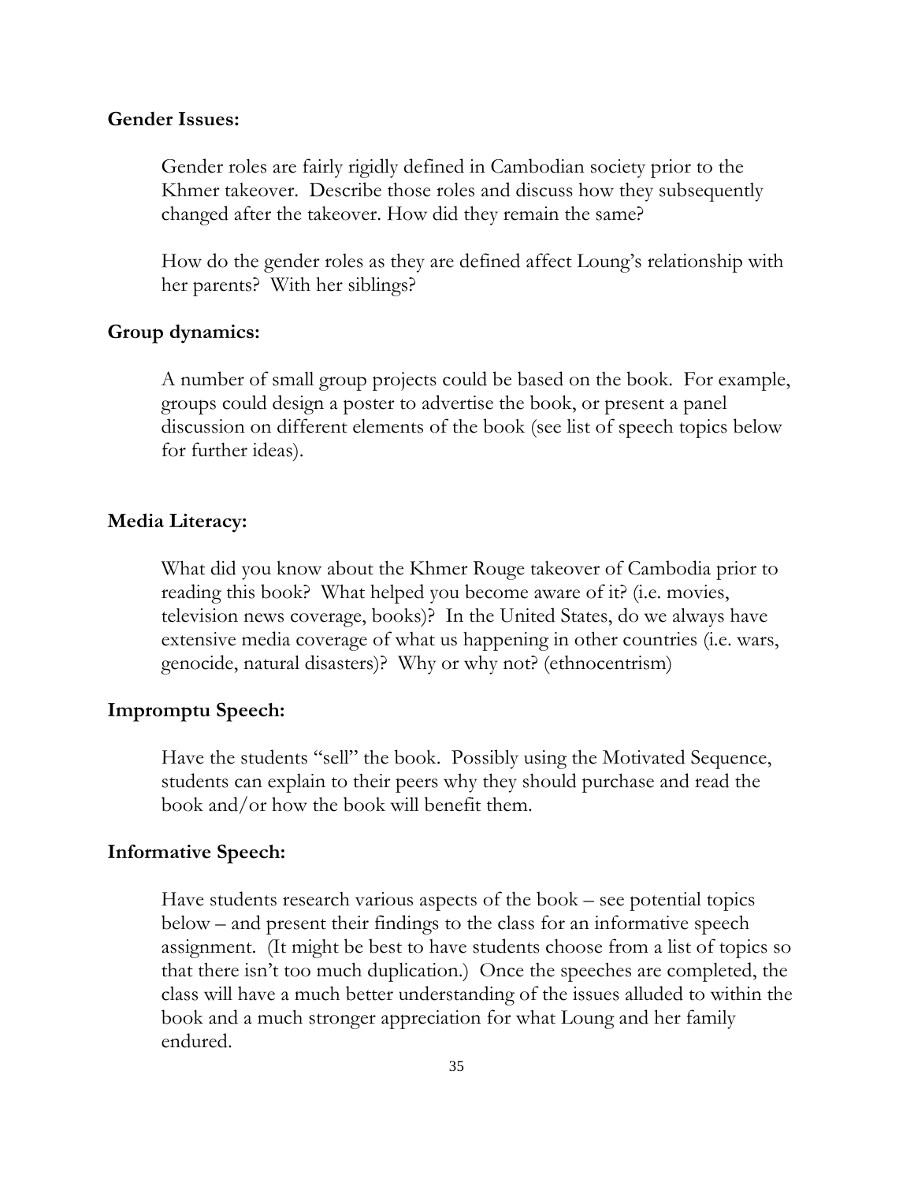**Gender Issues:**

Gender roles are fairly rigidly defined in Cambodian society prior to the Khmer takeover. Describe those roles and discuss how they subsequently changed after the takeover. How did they remain the same?

How do the gender roles as they are defined affect Loung's relationship with her parents? With her siblings?

**Group dynamics:**

A number of small group projects could be based on the book. For example, groups could design a poster to advertise the book, or present a panel discussion on different elements of the book (see list of speech topics below for further ideas).

**Media Literacy:**

What did you know about the Khmer Rouge takeover of Cambodia prior to reading this book? What helped you become aware of it? (i.e. movies, television news coverage, books)? In the United States, do we always have extensive media coverage of what us happening in other countries (i.e. wars, genocide, natural disasters)? Why or why not? (ethnocentrism)

**Impromptu Speech:**

Have the students "sell" the book. Possibly using the Motivated Sequence, students can explain to their peers why they should purchase and read the book and/or how the book will benefit them.

**Informative Speech:**

Have students research various aspects of the book – see potential topics below – and present their findings to the class for an informative speech assignment. (It might be best to have students choose from a list of topics so that there isn't too much duplication.) Once the speeches are completed, the class will have a much better understanding of the issues alluded to within the book and a much stronger appreciation for what Loung and her family endured.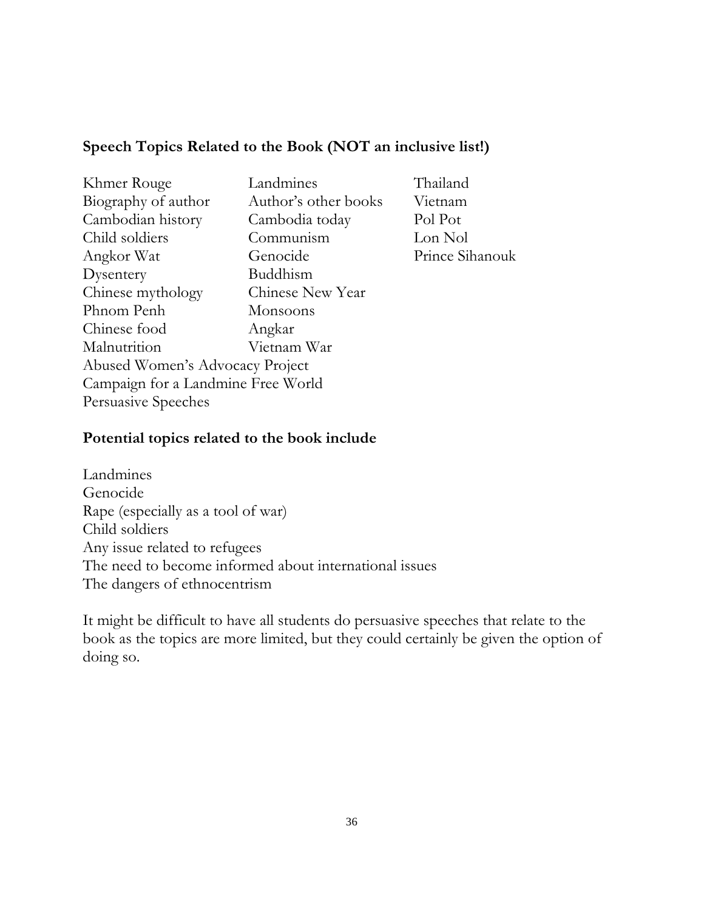**Speech Topics Related to the Book (NOT an inclusive list!)**

Khmer Rouge
Biography of author
Cambodian history
Child soldiers
Angkor Wat
Dysentery
Chinese mythology
Phnom Penh
Chinese food
Malnutrition
Abused Women's Advocacy Project
Campaign for a Landmine Free World
Persuasive Speeches
Landmines
Author's other books
Cambodia today
Communism
Genocide
Buddhism
Chinese New Year
Monsoons
Angkar
Vietnam War
Thailand
Vietnam
Pol Pot
Lon Nol
Prince Sihanouk

**Potential topics related to the book include**

Landmines
Genocide
Rape (especially as a tool of war)
Child soldiers
Any issue related to refugees
The need to become informed about international issues
The dangers of ethnocentrism

It might be difficult to have all students do persuasive speeches that relate to the book as the topics are more limited, but they could certainly be given the option of doing so.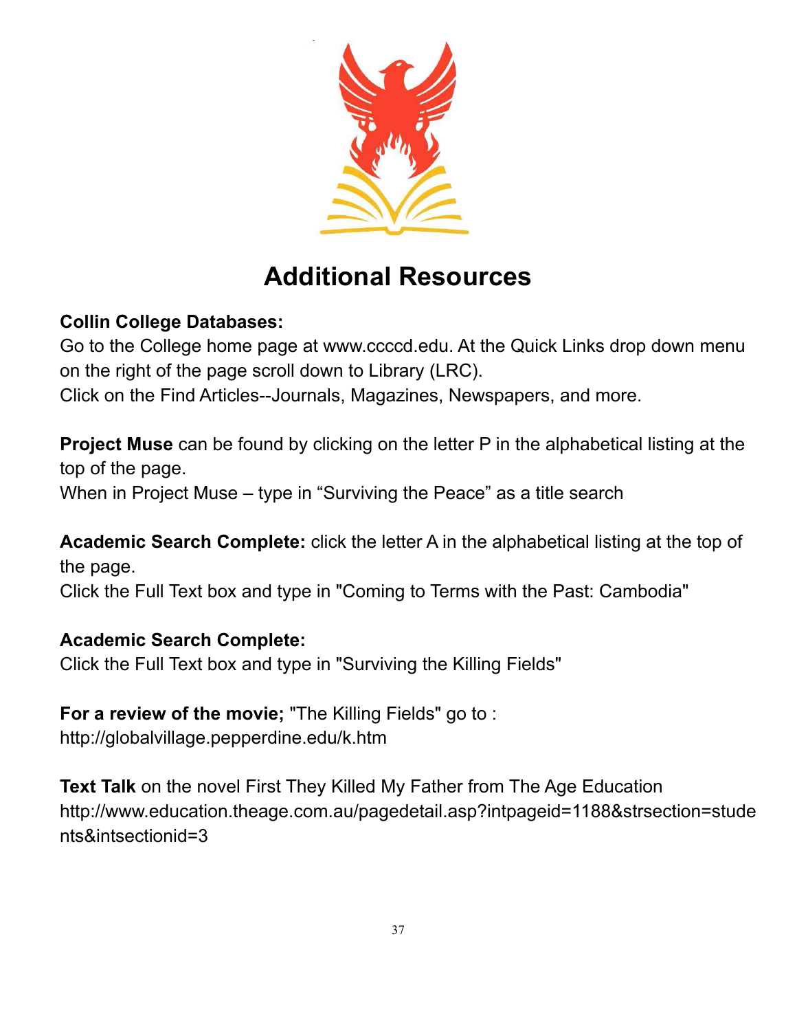# Additional Resources

**Collin College Databases:**
Go to the College home page at www.ccccd.edu. At the Quick Links drop down menu on the right of the page scroll down to Library (LRC).
Click on the Find Articles--Journals, Magazines, Newspapers, and more.

**Project Muse** can be found by clicking on the letter P in the alphabetical listing at the top of the page.
When in Project Muse – type in "Surviving the Peace" as a title search

**Academic Search Complete:** click the letter A in the alphabetical listing at the top of the page.
Click the Full Text box and type in "Coming to Terms with the Past: Cambodia"

**Academic Search Complete:**
Click the Full Text box and type in "Surviving the Killing Fields"

**For a review of the movie;** "The Killing Fields" go to :
http://globalvillage.pepperdine.edu/k.htm

**Text Talk** on the novel First They Killed My Father from The Age Education
http://www.education.theage.com.au/pagedetail.asp?intpageid=1188&strsection=students&intsectionid=3